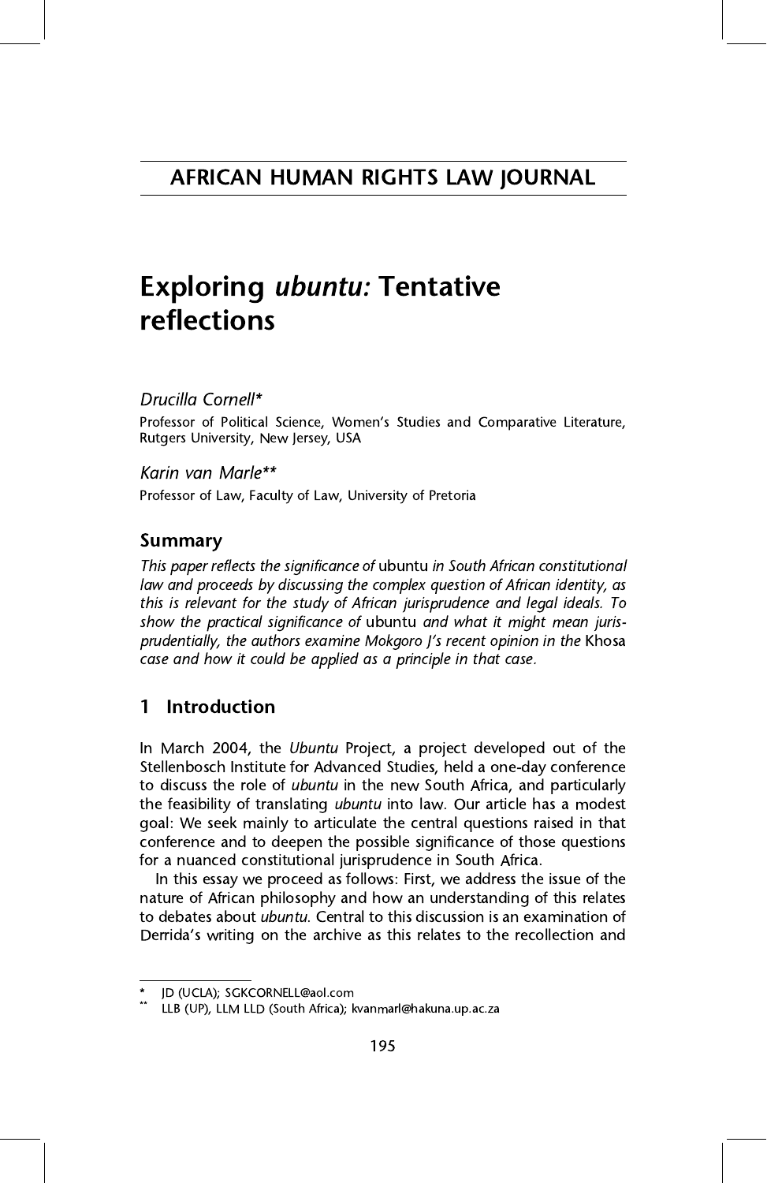# AFRICAN HUMAN RIGHTS LAW JOURNAL

# Exploring *ubuntu:* Tentative reflections

*Drucilla Cornell\**

Professor of Political Science, Women's Studies and Comparative Literature, Rutgers University, New Jersey, USA

*Karin van Marle\*\**

Professor of Law, Faculty of Law, University of Pretoria

## Summary

*This paper reflects the significance of* ubuntu *in South African constitutional law and proceeds by discussing the complex question of African identity, as this is relevant for the study of African jurisprudence and legal ideals. To show the practical significance of* ubuntu *and what it might mean jurisprudentially, the authors examine Mokgoro J's recent opinion in the* Khosa *case and how it could be applied as a principle in that case.*

## 1 Introduction

In March 2004, the *Ubuntu* Project, a project developed out of the Stellenbosch Institute for Advanced Studies, held a one-day conference to discuss the role of *ubuntu* in the new South Africa, and particularly the feasibility of translating *ubuntu* into law. Our article has a modest goal: We seek mainly to articulate the central questions raised in that conference and to deepen the possible significance of those questions for a nuanced constitutional jurisprudence in South Africa.

In this essay we proceed as follows: First, we address the issue of the nature of African philosophy and how an understanding of this relates to debates about *ubuntu.* Central to this discussion is an examination of Derrida's writing on the archive as this relates to the recollection and

---

\* JD (UCLA); SGKCORNELL@aol.com

\*\* LLB (UP), LLM LLD (South Africa); kvanmarl@hakuna.up.ac.za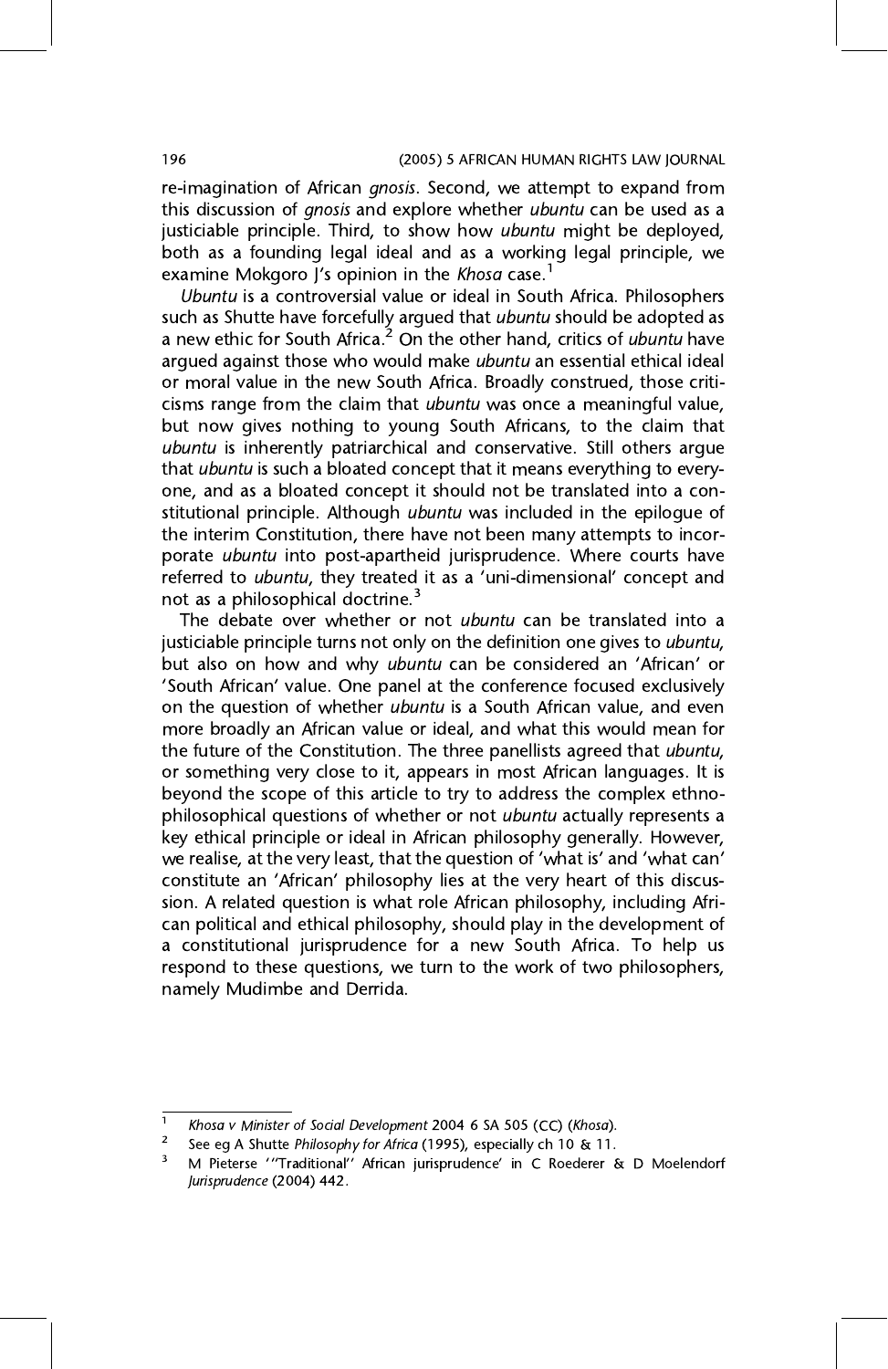re-imagination of African *gnosis*. Second, we attempt to expand from this discussion of *gnosis* and explore whether *ubuntu* can be used as a justiciable principle. Third, to show how *ubuntu* might be deployed, both as a founding legal ideal and as a working legal principle, we examine Mokgoro J's opinion in the *Khosa* case.[1]

*Ubuntu* is a controversial value or ideal in South Africa. Philosophers such as Shutte have forcefully argued that *ubuntu* should be adopted as a new ethic for South Africa.[2] On the other hand, critics of *ubuntu* have argued against those who would make *ubuntu* an essential ethical ideal or moral value in the new South Africa. Broadly construed, those criticisms range from the claim that *ubuntu* was once a meaningful value, but now gives nothing to young South Africans, to the claim that *ubuntu* is inherently patriarchical and conservative. Still others argue that *ubuntu* is such a bloated concept that it means everything to everyone, and as a bloated concept it should not be translated into a constitutional principle. Although *ubuntu* was included in the epilogue of the interim Constitution, there have not been many attempts to incorporate *ubuntu* into post-apartheid jurisprudence. Where courts have referred to *ubuntu*, they treated it as a 'uni-dimensional' concept and not as a philosophical doctrine.[3]

The debate over whether or not *ubuntu* can be translated into a justiciable principle turns not only on the definition one gives to *ubuntu*, but also on how and why *ubuntu* can be considered an 'African' or 'South African' value. One panel at the conference focused exclusively on the question of whether *ubuntu* is a South African value, and even more broadly an African value or ideal, and what this would mean for the future of the Constitution. The three panellists agreed that *ubuntu*, or something very close to it, appears in most African languages. It is beyond the scope of this article to try to address the complex ethno-philosophical questions of whether or not *ubuntu* actually represents a key ethical principle or ideal in African philosophy generally. However, we realise, at the very least, that the question of 'what is' and 'what can' constitute an 'African' philosophy lies at the very heart of this discussion. A related question is what role African philosophy, including African political and ethical philosophy, should play in the development of a constitutional jurisprudence for a new South Africa. To help us respond to these questions, we turn to the work of two philosophers, namely Mudimbe and Derrida.

---

[1] *Khosa v Minister of Social Development* 2004 6 SA 505 (CC) (*Khosa*).

[2] See eg A Shutte *Philosophy for Africa* (1995), especially ch 10 & 11.

[3] M Pieterse '"Traditional" African jurisprudence' in C Roederer & D Moelendorf *Jurisprudence* (2004) 442.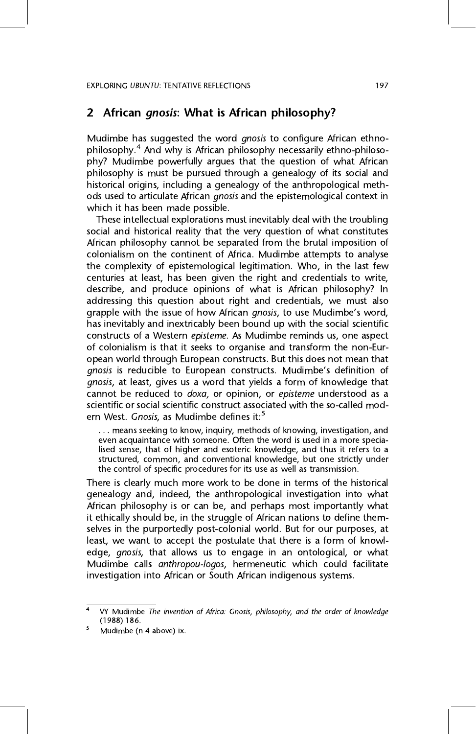## 2 African *gnosis*: What is African philosophy?

Mudimbe has suggested the word *gnosis* to configure African ethno-philosophy.[4] And why is African philosophy necessarily ethno-philosophy? Mudimbe powerfully argues that the question of what African philosophy is must be pursued through a genealogy of its social and historical origins, including a genealogy of the anthropological methods used to articulate African *gnosis* and the epistemological context in which it has been made possible.

These intellectual explorations must inevitably deal with the troubling social and historical reality that the very question of what constitutes African philosophy cannot be separated from the brutal imposition of colonialism on the continent of Africa. Mudimbe attempts to analyse the complexity of epistemological legitimation. Who, in the last few centuries at least, has been given the right and credentials to write, describe, and produce opinions of what is African philosophy? In addressing this question about right and credentials, we must also grapple with the issue of how African *gnosis*, to use Mudimbe's word, has inevitably and inextricably been bound up with the social scientific constructs of a Western *episteme*. As Mudimbe reminds us, one aspect of colonialism is that it seeks to organise and transform the non-European world through European constructs. But this does not mean that *gnosis* is reducible to European constructs. Mudimbe's definition of *gnosis*, at least, gives us a word that yields a form of knowledge that cannot be reduced to *doxa,* or opinion, or *episteme* understood as a scientific or social scientific construct associated with the so-called modern West. *Gnosis*, as Mudimbe defines it:[5]

> . . . means seeking to know, inquiry, methods of knowing, investigation, and even acquaintance with someone. Often the word is used in a more specialised sense, that of higher and esoteric knowledge, and thus it refers to a structured, common, and conventional knowledge, but one strictly under the control of specific procedures for its use as well as transmission.

There is clearly much more work to be done in terms of the historical genealogy and, indeed, the anthropological investigation into what African philosophy is or can be, and perhaps most importantly what it ethically should be, in the struggle of African nations to define themselves in the purportedly post-colonial world. But for our purposes, at least, we want to accept the postulate that there is a form of knowledge, *gnosis*, that allows us to engage in an ontological, or what Mudimbe calls *anthropou-logos*, hermeneutic which could facilitate investigation into African or South African indigenous systems.

---

[4] VY Mudimbe *The invention of Africa: Gnosis, philosophy, and the order of knowledge* (1988) 186.

[5] Mudimbe (n 4 above) ix.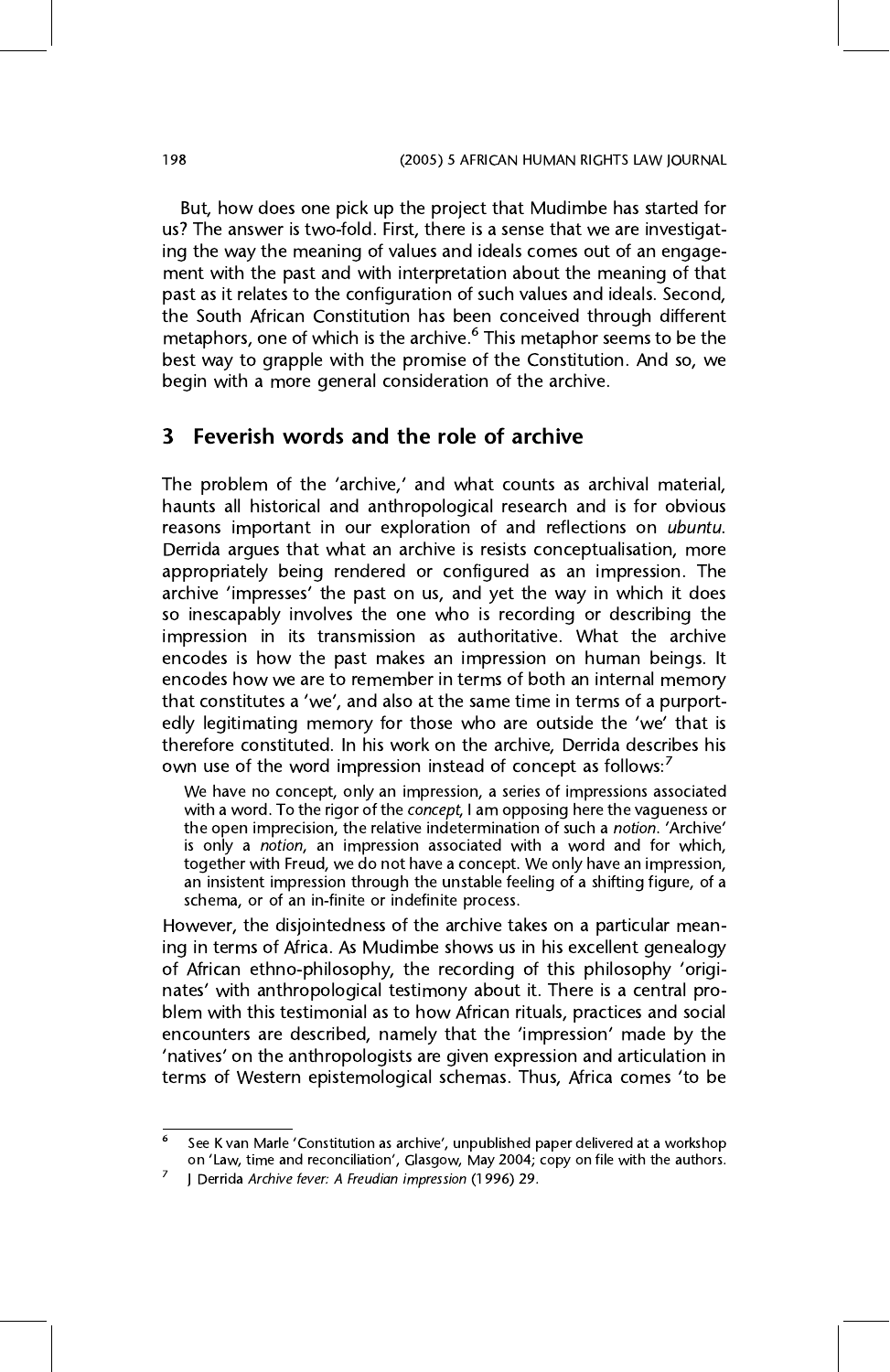But, how does one pick up the project that Mudimbe has started for us? The answer is two-fold. First, there is a sense that we are investigating the way the meaning of values and ideals comes out of an engagement with the past and with interpretation about the meaning of that past as it relates to the configuration of such values and ideals. Second, the South African Constitution has been conceived through different metaphors, one of which is the archive.[6] This metaphor seems to be the best way to grapple with the promise of the Constitution. And so, we begin with a more general consideration of the archive.

## 3 Feverish words and the role of archive

The problem of the 'archive,' and what counts as archival material, haunts all historical and anthropological research and is for obvious reasons important in our exploration of and reflections on *ubuntu*. Derrida argues that what an archive is resists conceptualisation, more appropriately being rendered or configured as an impression. The archive 'impresses' the past on us, and yet the way in which it does so inescapably involves the one who is recording or describing the impression in its transmission as authoritative. What the archive encodes is how the past makes an impression on human beings. It encodes how we are to remember in terms of both an internal memory that constitutes a 'we', and also at the same time in terms of a purportedly legitimating memory for those who are outside the 'we' that is therefore constituted. In his work on the archive, Derrida describes his own use of the word impression instead of concept as follows:[7]

> We have no concept, only an impression, a series of impressions associated with a word. To the rigor of the *concept*, I am opposing here the vagueness or the open imprecision, the relative indetermination of such a *notion*. 'Archive' is only a *notion*, an impression associated with a word and for which, together with Freud, we do not have a concept. We only have an impression, an insistent impression through the unstable feeling of a shifting figure, of a schema, or of an in-finite or indefinite process.

However, the disjointedness of the archive takes on a particular meaning in terms of Africa. As Mudimbe shows us in his excellent genealogy of African ethno-philosophy, the recording of this philosophy 'originates' with anthropological testimony about it. There is a central problem with this testimonial as to how African rituals, practices and social encounters are described, namely that the 'impression' made by the 'natives' on the anthropologists are given expression and articulation in terms of Western epistemological schemas. Thus, Africa comes 'to be

---

[6] See K van Marle 'Constitution as archive', unpublished paper delivered at a workshop on 'Law, time and reconciliation', Glasgow, May 2004; copy on file with the authors.

[7] J Derrida *Archive fever: A Freudian impression* (1996) 29.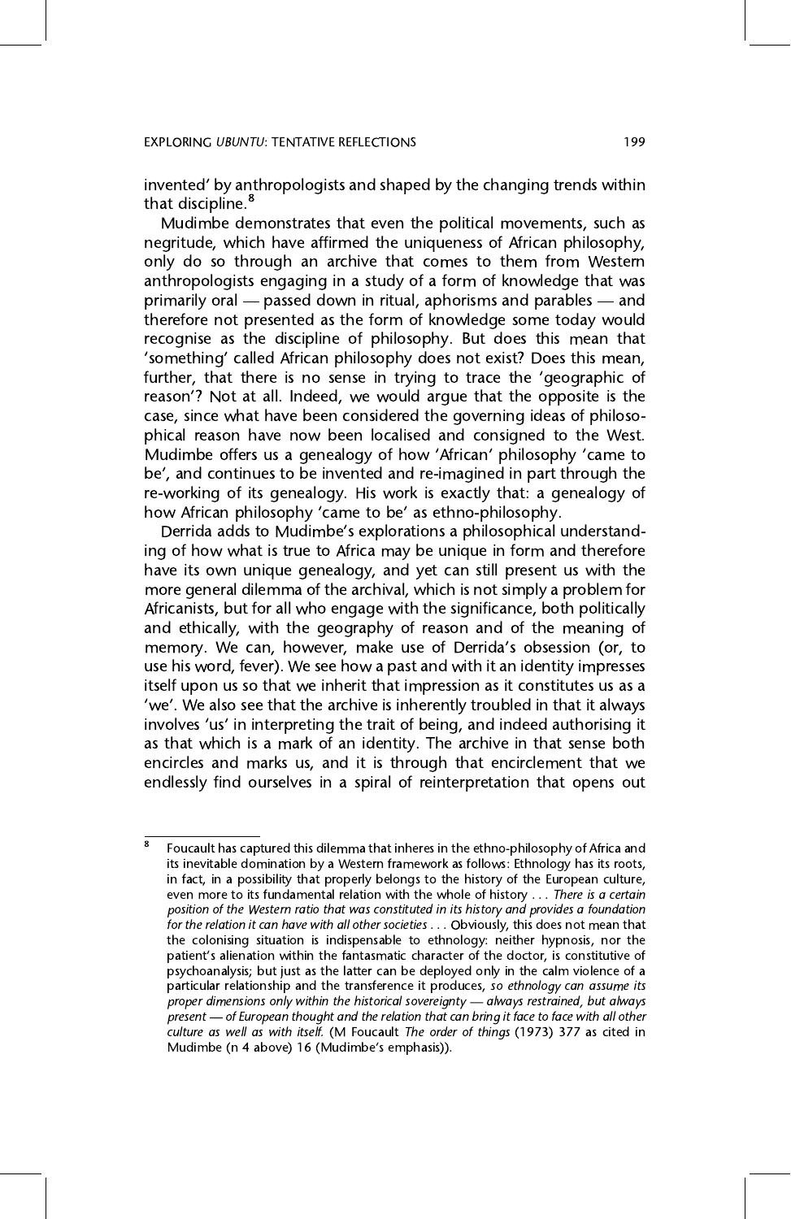invented' by anthropologists and shaped by the changing trends within that discipline.[8]

Mudimbe demonstrates that even the political movements, such as negritude, which have affirmed the uniqueness of African philosophy, only do so through an archive that comes to them from Western anthropologists engaging in a study of a form of knowledge that was primarily oral — passed down in ritual, aphorisms and parables — and therefore not presented as the form of knowledge some today would recognise as the discipline of philosophy. But does this mean that 'something' called African philosophy does not exist? Does this mean, further, that there is no sense in trying to trace the 'geographic of reason'? Not at all. Indeed, we would argue that the opposite is the case, since what have been considered the governing ideas of philosophical reason have now been localised and consigned to the West. Mudimbe offers us a genealogy of how 'African' philosophy 'came to be', and continues to be invented and re-imagined in part through the re-working of its genealogy. His work is exactly that: a genealogy of how African philosophy 'came to be' as ethno-philosophy.

Derrida adds to Mudimbe's explorations a philosophical understanding of how what is true to Africa may be unique in form and therefore have its own unique genealogy, and yet can still present us with the more general dilemma of the archival, which is not simply a problem for Africanists, but for all who engage with the significance, both politically and ethically, with the geography of reason and of the meaning of memory. We can, however, make use of Derrida's obsession (or, to use his word, fever). We see how a past and with it an identity impresses itself upon us so that we inherit that impression as it constitutes us as a 'we'. We also see that the archive is inherently troubled in that it always involves 'us' in interpreting the trait of being, and indeed authorising it as that which is a mark of an identity. The archive in that sense both encircles and marks us, and it is through that encirclement that we endlessly find ourselves in a spiral of reinterpretation that opens out

---

[8] Foucault has captured this dilemma that inheres in the ethno-philosophy of Africa and its inevitable domination by a Western framework as follows: Ethnology has its roots, in fact, in a possibility that properly belongs to the history of the European culture, even more to its fundamental relation with the whole of history ... *There is a certain position of the Western ratio that was constituted in its history and provides a foundation for the relation it can have with all other societies* ... Obviously, this does not mean that the colonising situation is indispensable to ethnology: neither hypnosis, nor the patient's alienation within the fantasmatic character of the doctor, is constitutive of psychoanalysis; but just as the latter can be deployed only in the calm violence of a particular relationship and the transference it produces, *so ethnology can assume its proper dimensions only within the historical sovereignty — always restrained, but always present — of European thought and the relation that can bring it face to face with all other culture as well as with itself.* (M Foucault *The order of things* (1973) 377 as cited in Mudimbe (n 4 above) 16 (Mudimbe's emphasis)).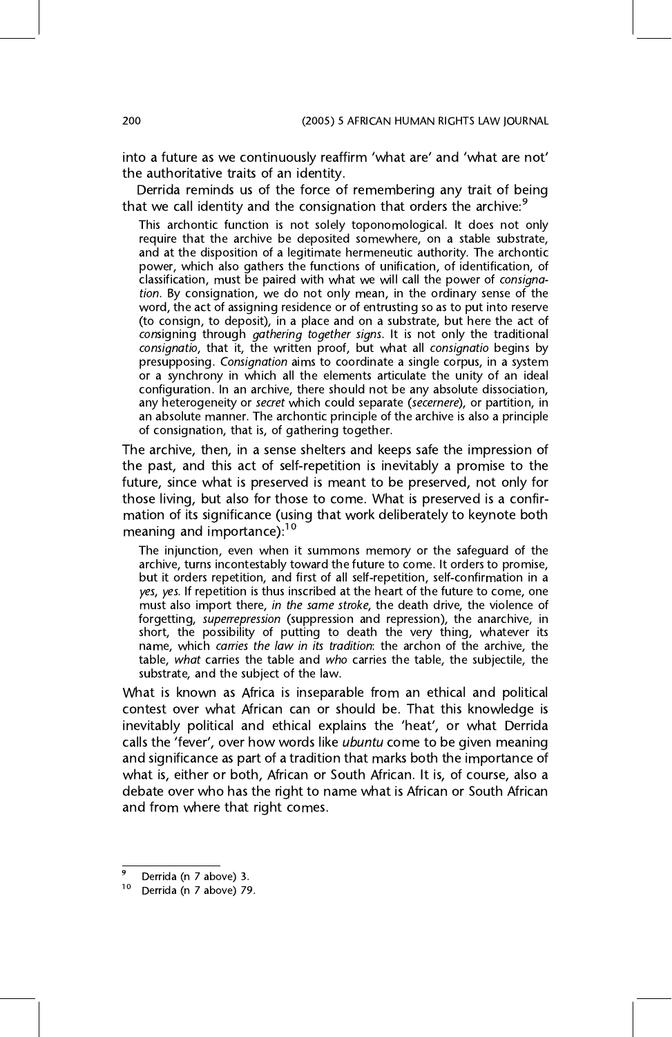into a future as we continuously reaffirm 'what are' and 'what are not' the authoritative traits of an identity.

Derrida reminds us of the force of remembering any trait of being that we call identity and the consignation that orders the archive:[9]

> This archontic function is not solely toponomological. It does not only require that the archive be deposited somewhere, on a stable substrate, and at the disposition of a legitimate hermeneutic authority. The archontic power, which also gathers the functions of unification, of identification, of classification, must be paired with what we will call the power of *consignation*. By consignation, we do not only mean, in the ordinary sense of the word, the act of assigning residence or of entrusting so as to put into reserve (to consign, to deposit), in a place and on a substrate, but here the act of *con*signing through *gathering together signs*. It is not only the traditional *consignatio*, that it, the written proof, but what all *consignatio* begins by presupposing. *Consignation* aims to coordinate a single corpus, in a system or a synchrony in which all the elements articulate the unity of an ideal configuration. In an archive, there should not be any absolute dissociation, any heterogeneity or *secret* which could separate (*secernere*), or partition, in an absolute manner. The archontic principle of the archive is also a principle of consignation, that is, of gathering together.

The archive, then, in a sense shelters and keeps safe the impression of the past, and this act of self-repetition is inevitably a promise to the future, since what is preserved is meant to be preserved, not only for those living, but also for those to come. What is preserved is a confirmation of its significance (using that work deliberately to keynote both meaning and importance):[10]

> The injunction, even when it summons memory or the safeguard of the archive, turns incontestably toward the future to come. It orders to promise, but it orders repetition, and first of all self-repetition, self-confirmation in a *yes*, *yes*. If repetition is thus inscribed at the heart of the future to come, one must also import there, *in the same stroke*, the death drive, the violence of forgetting, *superrepression* (suppression and repression), the anarchive, in short, the possibility of putting to death the very thing, whatever its name, which *carries the law in its tradition*: the archon of the archive, the table, *what* carries the table and *who* carries the table, the subjectile, the substrate, and the subject of the law.

What is known as Africa is inseparable from an ethical and political contest over what African can or should be. That this knowledge is inevitably political and ethical explains the 'heat', or what Derrida calls the 'fever', over how words like *ubuntu* come to be given meaning and significance as part of a tradition that marks both the importance of what is, either or both, African or South African. It is, of course, also a debate over who has the right to name what is African or South African and from where that right comes.

---

[9] Derrida (n 7 above) 3.

[10] Derrida (n 7 above) 79.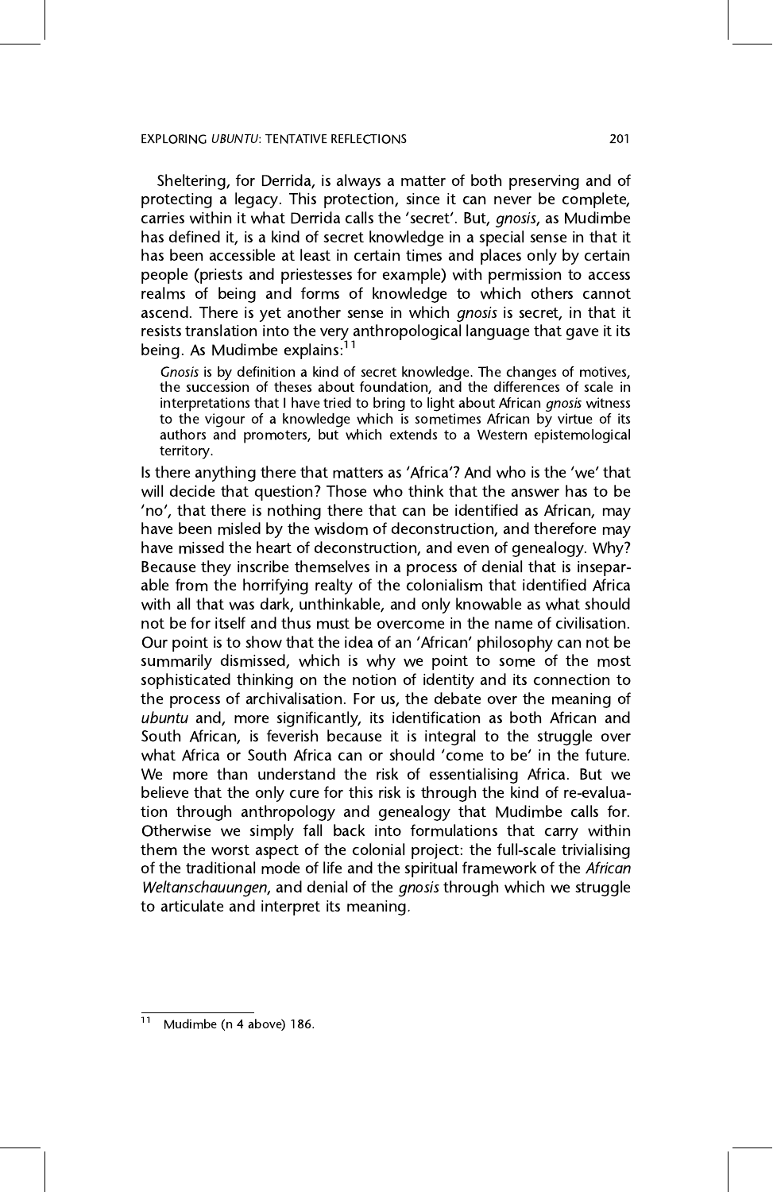Sheltering, for Derrida, is always a matter of both preserving and of protecting a legacy. This protection, since it can never be complete, carries within it what Derrida calls the 'secret'. But, *gnosis*, as Mudimbe has defined it, is a kind of secret knowledge in a special sense in that it has been accessible at least in certain times and places only by certain people (priests and priestesses for example) with permission to access realms of being and forms of knowledge to which others cannot ascend. There is yet another sense in which *gnosis* is secret, in that it resists translation into the very anthropological language that gave it its being. As Mudimbe explains:[11]

> *Gnosis* is by definition a kind of secret knowledge. The changes of motives, the succession of theses about foundation, and the differences of scale in interpretations that I have tried to bring to light about African *gnosis* witness to the vigour of a knowledge which is sometimes African by virtue of its authors and promoters, but which extends to a Western epistemological territory.

Is there anything there that matters as 'Africa'? And who is the 'we' that will decide that question? Those who think that the answer has to be 'no', that there is nothing there that can be identified as African, may have been misled by the wisdom of deconstruction, and therefore may have missed the heart of deconstruction, and even of genealogy. Why? Because they inscribe themselves in a process of denial that is inseparable from the horrifying realty of the colonialism that identified Africa with all that was dark, unthinkable, and only knowable as what should not be for itself and thus must be overcome in the name of civilisation. Our point is to show that the idea of an 'African' philosophy can not be summarily dismissed, which is why we point to some of the most sophisticated thinking on the notion of identity and its connection to the process of archivalisation. For us, the debate over the meaning of *ubuntu* and, more significantly, its identification as both African and South African, is feverish because it is integral to the struggle over what Africa or South Africa can or should 'come to be' in the future. We more than understand the risk of essentialising Africa. But we believe that the only cure for this risk is through the kind of re-evaluation through anthropology and genealogy that Mudimbe calls for. Otherwise we simply fall back into formulations that carry within them the worst aspect of the colonial project: the full-scale trivialising of the traditional mode of life and the spiritual framework of the *African Weltanschauungen*, and denial of the *gnosis* through which we struggle to articulate and interpret its meaning.

---

[11] Mudimbe (n 4 above) 186.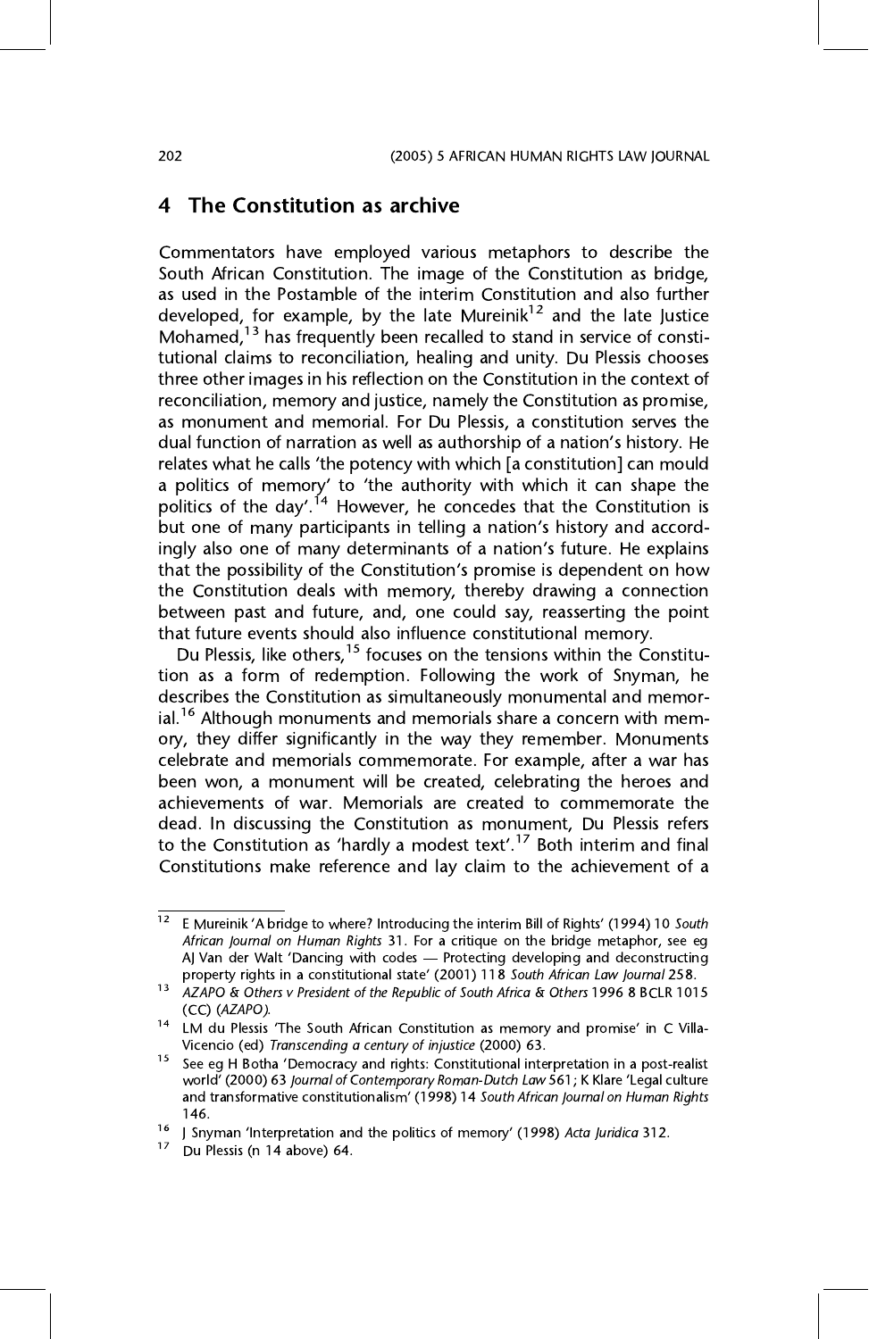## 4 The Constitution as archive

Commentators have employed various metaphors to describe the South African Constitution. The image of the Constitution as bridge, as used in the Postamble of the interim Constitution and also further developed, for example, by the late Mureinik[12] and the late Justice Mohamed,[13] has frequently been recalled to stand in service of constitutional claims to reconciliation, healing and unity. Du Plessis chooses three other images in his reflection on the Constitution in the context of reconciliation, memory and justice, namely the Constitution as promise, as monument and memorial. For Du Plessis, a constitution serves the dual function of narration as well as authorship of a nation's history. He relates what he calls 'the potency with which [a constitution] can mould a politics of memory' to 'the authority with which it can shape the politics of the day'.[14] However, he concedes that the Constitution is but one of many participants in telling a nation's history and accordingly also one of many determinants of a nation's future. He explains that the possibility of the Constitution's promise is dependent on how the Constitution deals with memory, thereby drawing a connection between past and future, and, one could say, reasserting the point that future events should also influence constitutional memory.

Du Plessis, like others,[15] focuses on the tensions within the Constitution as a form of redemption. Following the work of Snyman, he describes the Constitution as simultaneously monumental and memorial.[16] Although monuments and memorials share a concern with memory, they differ significantly in the way they remember. Monuments celebrate and memorials commemorate. For example, after a war has been won, a monument will be created, celebrating the heroes and achievements of war. Memorials are created to commemorate the dead. In discussing the Constitution as monument, Du Plessis refers to the Constitution as 'hardly a modest text'.[17] Both interim and final Constitutions make reference and lay claim to the achievement of a

---

[12] E Mureinik 'A bridge to where? Introducing the interim Bill of Rights' (1994) 10 *South African Journal on Human Rights* 31. For a critique on the bridge metaphor, see eg AJ Van der Walt 'Dancing with codes — Protecting developing and deconstructing property rights in a constitutional state' (2001) 118 *South African Law Journal* 258.

[13] *AZAPO & Others v President of the Republic of South Africa & Others* 1996 8 BCLR 1015 (CC) (*AZAPO*).

[14] LM du Plessis 'The South African Constitution as memory and promise' in C Villa-Vicencio (ed) *Transcending a century of injustice* (2000) 63.

[15] See eg H Botha 'Democracy and rights: Constitutional interpretation in a post-realist world' (2000) 63 *Journal of Contemporary Roman-Dutch Law* 561; K Klare 'Legal culture and transformative constitutionalism' (1998) 14 *South African Journal on Human Rights* 146.

[16] J Snyman 'Interpretation and the politics of memory' (1998) *Acta Juridica* 312.

[17] Du Plessis (n 14 above) 64.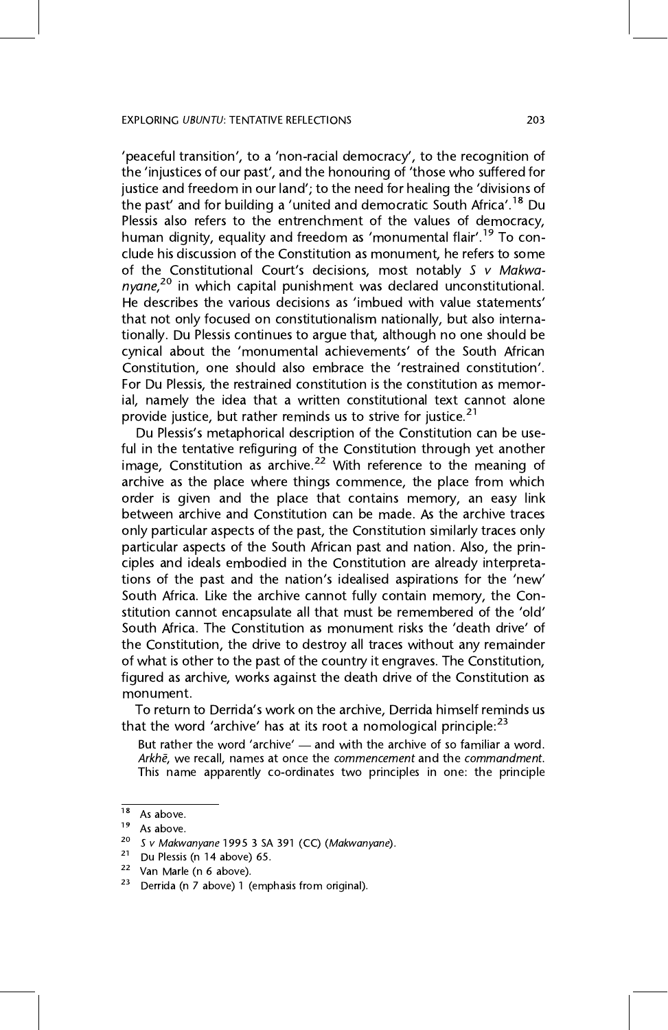'peaceful transition', to a 'non-racial democracy', to the recognition of the 'injustices of our past', and the honouring of 'those who suffered for justice and freedom in our land'; to the need for healing the 'divisions of the past' and for building a 'united and democratic South Africa'.[18] Du Plessis also refers to the entrenchment of the values of democracy, human dignity, equality and freedom as 'monumental flair'.[19] To conclude his discussion of the Constitution as monument, he refers to some of the Constitutional Court's decisions, most notably *S v Makwanyane*,[20] in which capital punishment was declared unconstitutional. He describes the various decisions as 'imbued with value statements' that not only focused on constitutionalism nationally, but also internationally. Du Plessis continues to argue that, although no one should be cynical about the 'monumental achievements' of the South African Constitution, one should also embrace the 'restrained constitution'. For Du Plessis, the restrained constitution is the constitution as memorial, namely the idea that a written constitutional text cannot alone provide justice, but rather reminds us to strive for justice.[21]

Du Plessis's metaphorical description of the Constitution can be useful in the tentative refiguring of the Constitution through yet another image, Constitution as archive.[22] With reference to the meaning of archive as the place where things commence, the place from which order is given and the place that contains memory, an easy link between archive and Constitution can be made. As the archive traces only particular aspects of the past, the Constitution similarly traces only particular aspects of the South African past and nation. Also, the principles and ideals embodied in the Constitution are already interpretations of the past and the nation's idealised aspirations for the 'new' South Africa. Like the archive cannot fully contain memory, the Constitution cannot encapsulate all that must be remembered of the 'old' South Africa. The Constitution as monument risks the 'death drive' of the Constitution, the drive to destroy all traces without any remainder of what is other to the past of the country it engraves. The Constitution, figured as archive, works against the death drive of the Constitution as monument.

To return to Derrida's work on the archive, Derrida himself reminds us that the word 'archive' has at its root a nomological principle:[23]

> But rather the word 'archive' — and with the archive of so familiar a word. *Arkhē*, we recall, names at once the *commencement* and the *commandment*. This name apparently co-ordinates two principles in one: the principle

---

[18] As above.

[19] As above.

[20] *S v Makwanyane* 1995 3 SA 391 (CC) (*Makwanyane*).

[21] Du Plessis (n 14 above) 65.

[22] Van Marle (n 6 above).

[23] Derrida (n 7 above) 1 (emphasis from original).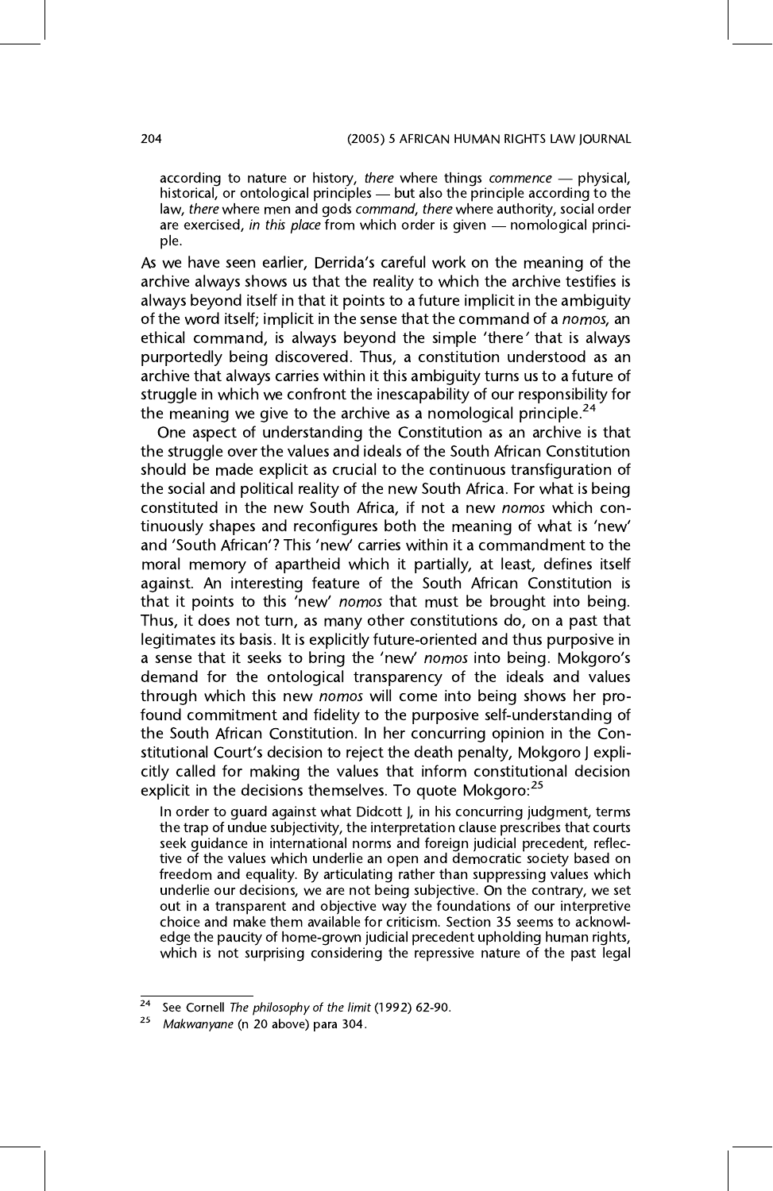> according to nature or history, *there* where things *commence* — physical, historical, or ontological principles — but also the principle according to the law, *there* where men and gods *command*, *there* where authority, social order are exercised, *in this place* from which order is given — nomological principle.

As we have seen earlier, Derrida's careful work on the meaning of the archive always shows us that the reality to which the archive testifies is always beyond itself in that it points to a future implicit in the ambiguity of the word itself; implicit in the sense that the command of a *nomos*, an ethical command, is always beyond the simple 'there' that is always purportedly being discovered. Thus, a constitution understood as an archive that always carries within it this ambiguity turns us to a future of struggle in which we confront the inescapability of our responsibility for the meaning we give to the archive as a nomological principle.[24]

One aspect of understanding the Constitution as an archive is that the struggle over the values and ideals of the South African Constitution should be made explicit as crucial to the continuous transfiguration of the social and political reality of the new South Africa. For what is being constituted in the new South Africa, if not a new *nomos* which continuously shapes and reconfigures both the meaning of what is 'new' and 'South African'? This 'new' carries within it a commandment to the moral memory of apartheid which it partially, at least, defines itself against. An interesting feature of the South African Constitution is that it points to this 'new' *nomos* that must be brought into being. Thus, it does not turn, as many other constitutions do, on a past that legitimates its basis. It is explicitly future-oriented and thus purposive in a sense that it seeks to bring the 'new' *nomos* into being. Mokgoro's demand for the ontological transparency of the ideals and values through which this new *nomos* will come into being shows her profound commitment and fidelity to the purposive self-understanding of the South African Constitution. In her concurring opinion in the Constitutional Court's decision to reject the death penalty, Mokgoro J explicitly called for making the values that inform constitutional decision explicit in the decisions themselves. To quote Mokgoro:[25]

> In order to guard against what Didcott J, in his concurring judgment, terms the trap of undue subjectivity, the interpretation clause prescribes that courts seek guidance in international norms and foreign judicial precedent, reflective of the values which underlie an open and democratic society based on freedom and equality. By articulating rather than suppressing values which underlie our decisions, we are not being subjective. On the contrary, we set out in a transparent and objective way the foundations of our interpretive choice and make them available for criticism. Section 35 seems to acknowledge the paucity of home-grown judicial precedent upholding human rights, which is not surprising considering the repressive nature of the past legal

---

[24] See Cornell *The philosophy of the limit* (1992) 62-90.

[25] *Makwanyane* (n 20 above) para 304.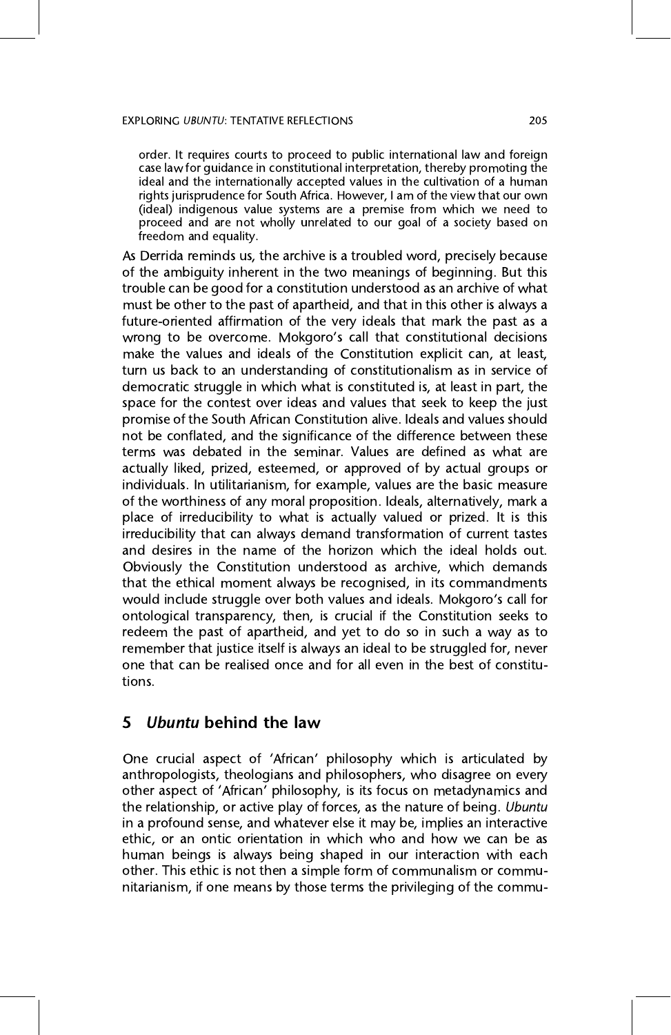> order. It requires courts to proceed to public international law and foreign case law for guidance in constitutional interpretation, thereby promoting the ideal and the internationally accepted values in the cultivation of a human rights jurisprudence for South Africa. However, I am of the view that our own (ideal) indigenous value systems are a premise from which we need to proceed and are not wholly unrelated to our goal of a society based on freedom and equality.

As Derrida reminds us, the archive is a troubled word, precisely because of the ambiguity inherent in the two meanings of beginning. But this trouble can be good for a constitution understood as an archive of what must be other to the past of apartheid, and that in this other is always a future-oriented affirmation of the very ideals that mark the past as a wrong to be overcome. Mokgoro's call that constitutional decisions make the values and ideals of the Constitution explicit can, at least, turn us back to an understanding of constitutionalism as in service of democratic struggle in which what is constituted is, at least in part, the space for the contest over ideas and values that seek to keep the just promise of the South African Constitution alive. Ideals and values should not be conflated, and the significance of the difference between these terms was debated in the seminar. Values are defined as what are actually liked, prized, esteemed, or approved of by actual groups or individuals. In utilitarianism, for example, values are the basic measure of the worthiness of any moral proposition. Ideals, alternatively, mark a place of irreducibility to what is actually valued or prized. It is this irreducibility that can always demand transformation of current tastes and desires in the name of the horizon which the ideal holds out. Obviously the Constitution understood as archive, which demands that the ethical moment always be recognised, in its commandments would include struggle over both values and ideals. Mokgoro's call for ontological transparency, then, is crucial if the Constitution seeks to redeem the past of apartheid, and yet to do so in such a way as to remember that justice itself is always an ideal to be struggled for, never one that can be realised once and for all even in the best of constitutions.

## 5 *Ubuntu* behind the law

One crucial aspect of 'African' philosophy which is articulated by anthropologists, theologians and philosophers, who disagree on every other aspect of 'African' philosophy, is its focus on metadynamics and the relationship, or active play of forces, as the nature of being. *Ubuntu* in a profound sense, and whatever else it may be, implies an interactive ethic, or an ontic orientation in which who and how we can be as human beings is always being shaped in our interaction with each other. This ethic is not then a simple form of communalism or communitarianism, if one means by those terms the privileging of the commu-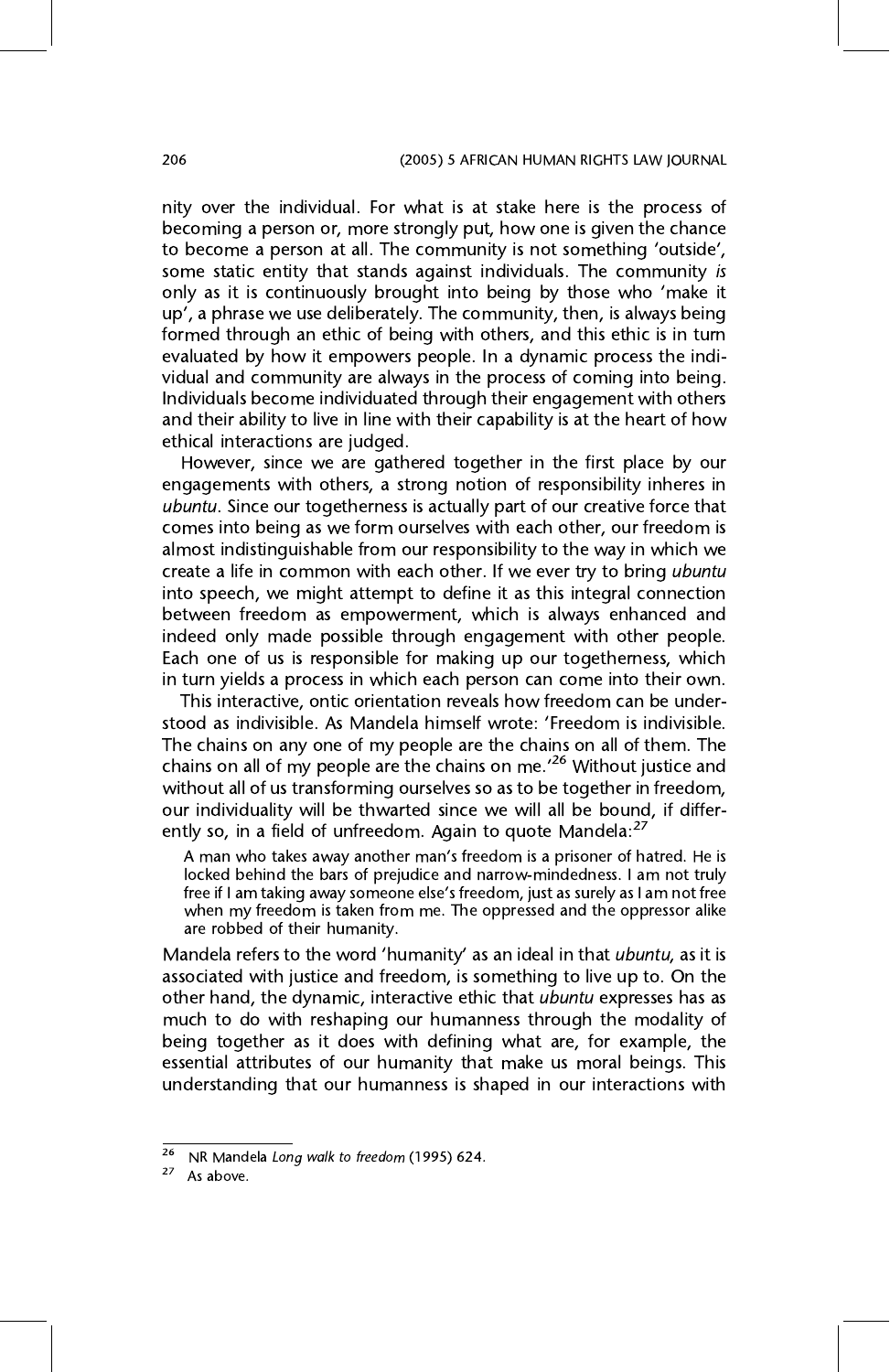nity over the individual. For what is at stake here is the process of becoming a person or, more strongly put, how one is given the chance to become a person at all. The community is not something 'outside', some static entity that stands against individuals. The community *is* only as it is continuously brought into being by those who 'make it up', a phrase we use deliberately. The community, then, is always being formed through an ethic of being with others, and this ethic is in turn evaluated by how it empowers people. In a dynamic process the individual and community are always in the process of coming into being. Individuals become individuated through their engagement with others and their ability to live in line with their capability is at the heart of how ethical interactions are judged.

However, since we are gathered together in the first place by our engagements with others, a strong notion of responsibility inheres in *ubuntu*. Since our togetherness is actually part of our creative force that comes into being as we form ourselves with each other, our freedom is almost indistinguishable from our responsibility to the way in which we create a life in common with each other. If we ever try to bring *ubuntu* into speech, we might attempt to define it as this integral connection between freedom as empowerment, which is always enhanced and indeed only made possible through engagement with other people. Each one of us is responsible for making up our togetherness, which in turn yields a process in which each person can come into their own.

This interactive, ontic orientation reveals how freedom can be understood as indivisible. As Mandela himself wrote: 'Freedom is indivisible. The chains on any one of my people are the chains on all of them. The chains on all of my people are the chains on me.'[26] Without justice and without all of us transforming ourselves so as to be together in freedom, our individuality will be thwarted since we will all be bound, if differently so, in a field of unfreedom. Again to quote Mandela:[27]

> A man who takes away another man's freedom is a prisoner of hatred. He is locked behind the bars of prejudice and narrow-mindedness. I am not truly free if I am taking away someone else's freedom, just as surely as I am not free when my freedom is taken from me. The oppressed and the oppressor alike are robbed of their humanity.

Mandela refers to the word 'humanity' as an ideal in that *ubuntu*, as it is associated with justice and freedom, is something to live up to. On the other hand, the dynamic, interactive ethic that *ubuntu* expresses has as much to do with reshaping our humanness through the modality of being together as it does with defining what are, for example, the essential attributes of our humanity that make us moral beings. This understanding that our humanness is shaped in our interactions with

---

[26] NR Mandela *Long walk to freedom* (1995) 624.

[27] As above.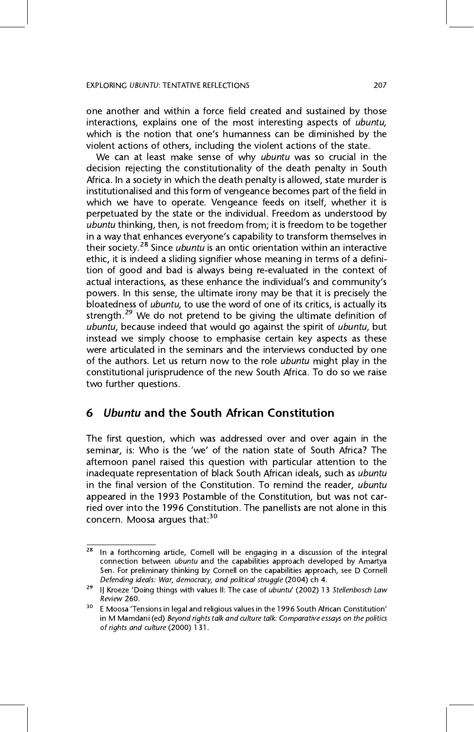one another and within a force field created and sustained by those interactions, explains one of the most interesting aspects of *ubuntu*, which is the notion that one's humanness can be diminished by the violent actions of others, including the violent actions of the state.

We can at least make sense of why *ubuntu* was so crucial in the decision rejecting the constitutionality of the death penalty in South Africa. In a society in which the death penalty is allowed, state murder is institutionalised and this form of vengeance becomes part of the field in which we have to operate. Vengeance feeds on itself, whether it is perpetuated by the state or the individual. Freedom as understood by *ubuntu* thinking, then, is not freedom from; it is freedom to be together in a way that enhances everyone's capability to transform themselves in their society.[28] Since *ubuntu* is an ontic orientation within an interactive ethic, it is indeed a sliding signifier whose meaning in terms of a definition of good and bad is always being re-evaluated in the context of actual interactions, as these enhance the individual's and community's powers. In this sense, the ultimate irony may be that it is precisely the bloatedness of *ubuntu*, to use the word of one of its critics, is actually its strength.[29] We do not pretend to be giving the ultimate definition of *ubuntu*, because indeed that would go against the spirit of *ubuntu*, but instead we simply choose to emphasise certain key aspects as these were articulated in the seminars and the interviews conducted by one of the authors. Let us return now to the role *ubuntu* might play in the constitutional jurisprudence of the new South Africa. To do so we raise two further questions.

## 6 *Ubuntu* and the South African Constitution

The first question, which was addressed over and over again in the seminar, is: Who is the 'we' of the nation state of South Africa? The afternoon panel raised this question with particular attention to the inadequate representation of black South African ideals, such as *ubuntu* in the final version of the Constitution. To remind the reader, *ubuntu* appeared in the 1993 Postamble of the Constitution, but was not carried over into the 1996 Constitution. The panellists are not alone in this concern. Moosa argues that:[30]

---

[28] In a forthcoming article, Cornell will be engaging in a discussion of the integral connection between *ubuntu* and the capabilities approach developed by Amartya Sen. For preliminary thinking by Cornell on the capabilities approach, see D Cornell *Defending ideals: War, democracy, and political struggle* (2004) ch 4.

[29] IJ Kroeze 'Doing things with values II: The case of *ubuntu*' (2002) 13 *Stellenbosch Law Review* 260.

[30] E Moosa 'Tensions in legal and religious values in the 1996 South African Constitution' in M Mamdani (ed) *Beyond rights talk and culture talk: Comparative essays on the politics of rights and culture* (2000) 131.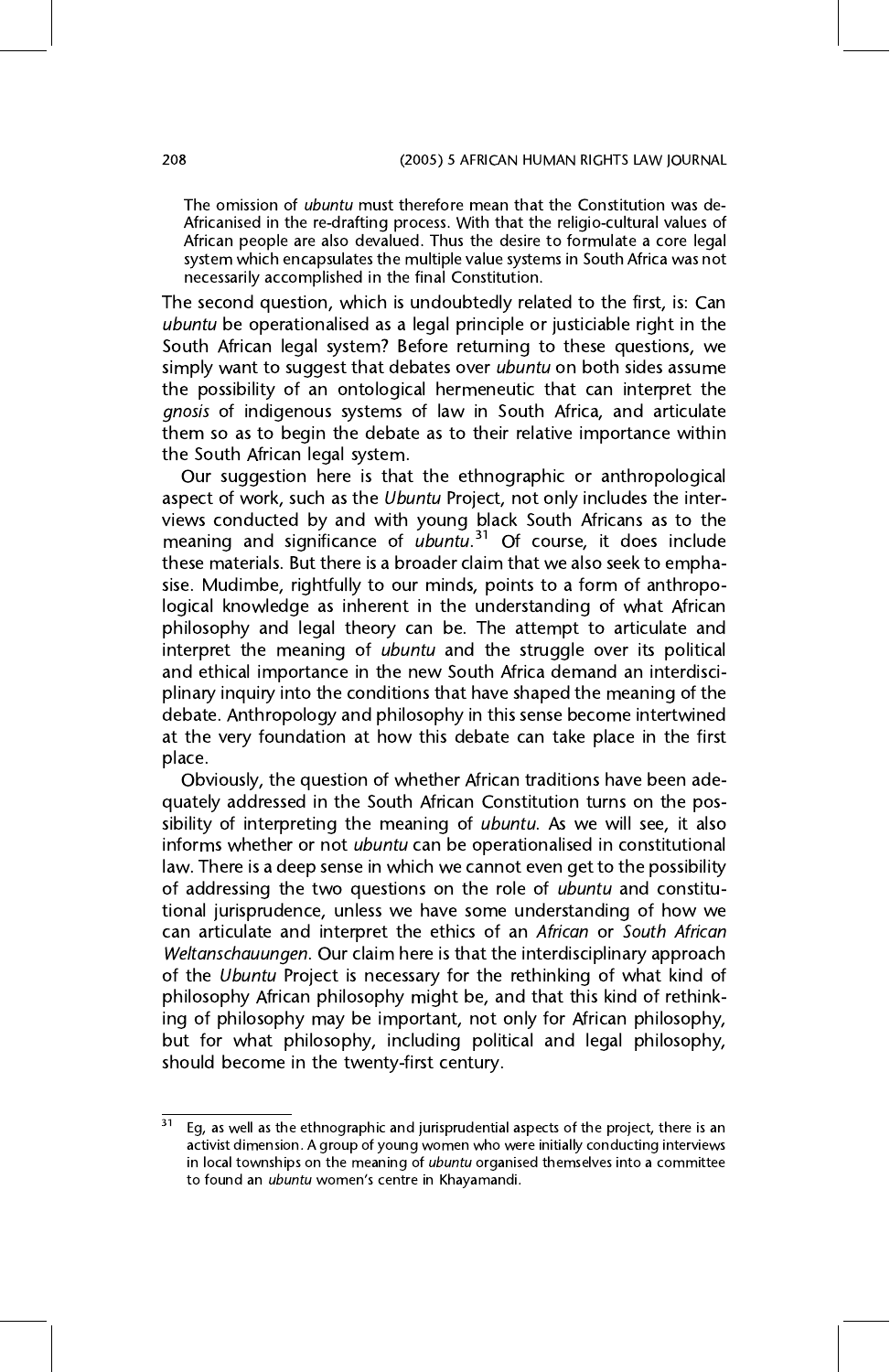> The omission of *ubuntu* must therefore mean that the Constitution was de-Africanised in the re-drafting process. With that the religio-cultural values of African people are also devalued. Thus the desire to formulate a core legal system which encapsulates the multiple value systems in South Africa was not necessarily accomplished in the final Constitution.

The second question, which is undoubtedly related to the first, is: Can *ubuntu* be operationalised as a legal principle or justiciable right in the South African legal system? Before returning to these questions, we simply want to suggest that debates over *ubuntu* on both sides assume the possibility of an ontological hermeneutic that can interpret the *gnosis* of indigenous systems of law in South Africa, and articulate them so as to begin the debate as to their relative importance within the South African legal system.

Our suggestion here is that the ethnographic or anthropological aspect of work, such as the *Ubuntu* Project, not only includes the interviews conducted by and with young black South Africans as to the meaning and significance of *ubuntu*.[31] Of course, it does include these materials. But there is a broader claim that we also seek to emphasise. Mudimbe, rightfully to our minds, points to a form of anthropological knowledge as inherent in the understanding of what African philosophy and legal theory can be. The attempt to articulate and interpret the meaning of *ubuntu* and the struggle over its political and ethical importance in the new South Africa demand an interdisciplinary inquiry into the conditions that have shaped the meaning of the debate. Anthropology and philosophy in this sense become intertwined at the very foundation at how this debate can take place in the first place.

Obviously, the question of whether African traditions have been adequately addressed in the South African Constitution turns on the possibility of interpreting the meaning of *ubuntu*. As we will see, it also informs whether or not *ubuntu* can be operationalised in constitutional law. There is a deep sense in which we cannot even get to the possibility of addressing the two questions on the role of *ubuntu* and constitutional jurisprudence, unless we have some understanding of how we can articulate and interpret the ethics of an *African* or *South African Weltanschauungen*. Our claim here is that the interdisciplinary approach of the *Ubuntu* Project is necessary for the rethinking of what kind of philosophy African philosophy might be, and that this kind of rethinking of philosophy may be important, not only for African philosophy, but for what philosophy, including political and legal philosophy, should become in the twenty-first century.

---

[31] Eg, as well as the ethnographic and jurisprudential aspects of the project, there is an activist dimension. A group of young women who were initially conducting interviews in local townships on the meaning of *ubuntu* organised themselves into a committee to found an *ubuntu* women's centre in Khayamandi.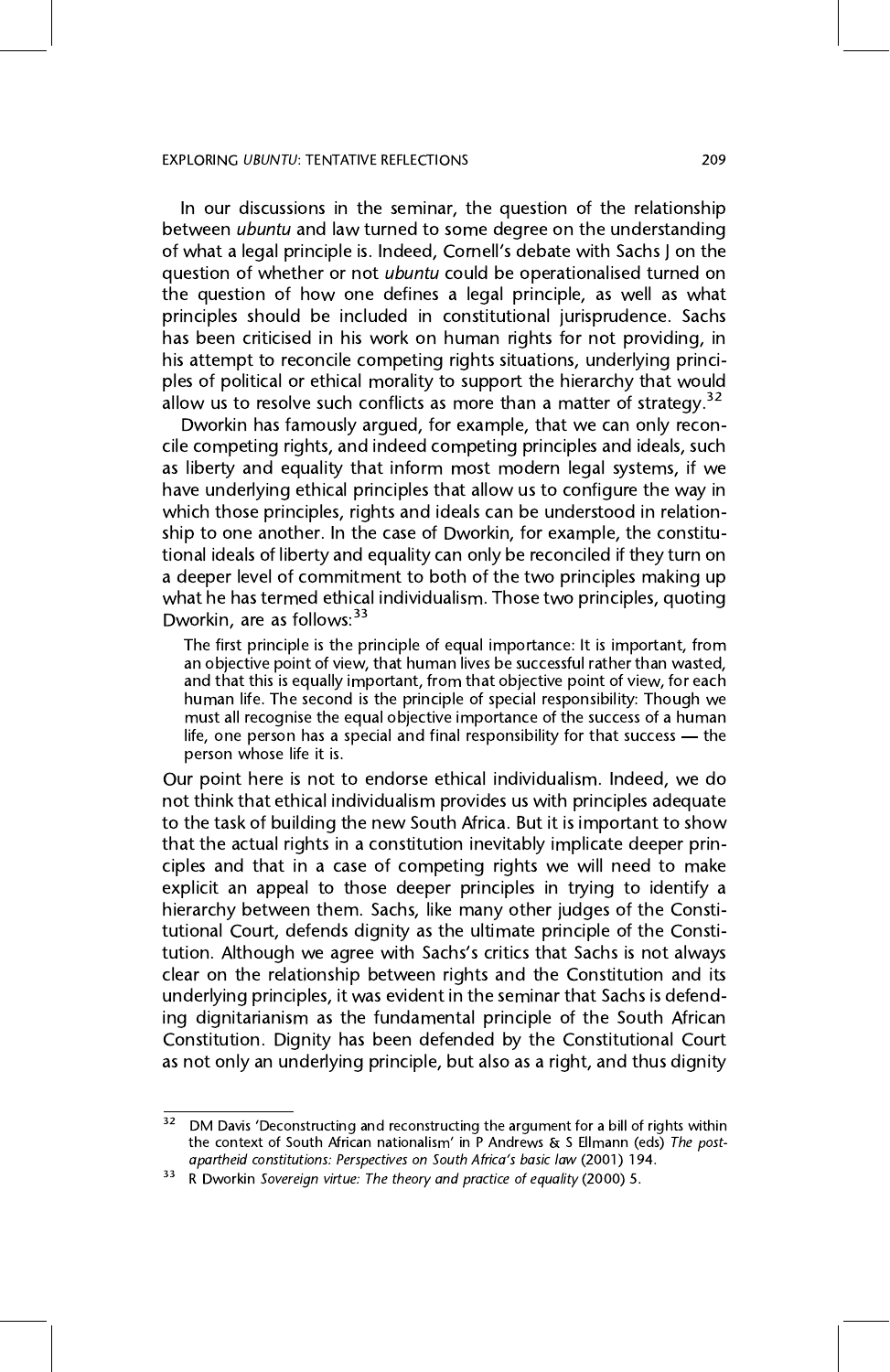In our discussions in the seminar, the question of the relationship between *ubuntu* and law turned to some degree on the understanding of what a legal principle is. Indeed, Cornell's debate with Sachs J on the question of whether or not *ubuntu* could be operationalised turned on the question of how one defines a legal principle, as well as what principles should be included in constitutional jurisprudence. Sachs has been criticised in his work on human rights for not providing, in his attempt to reconcile competing rights situations, underlying principles of political or ethical morality to support the hierarchy that would allow us to resolve such conflicts as more than a matter of strategy.[32]

Dworkin has famously argued, for example, that we can only reconcile competing rights, and indeed competing principles and ideals, such as liberty and equality that inform most modern legal systems, if we have underlying ethical principles that allow us to configure the way in which those principles, rights and ideals can be understood in relationship to one another. In the case of Dworkin, for example, the constitutional ideals of liberty and equality can only be reconciled if they turn on a deeper level of commitment to both of the two principles making up what he has termed ethical individualism. Those two principles, quoting Dworkin, are as follows:[33]

> The first principle is the principle of equal importance: It is important, from an objective point of view, that human lives be successful rather than wasted, and that this is equally important, from that objective point of view, for each human life. The second is the principle of special responsibility: Though we must all recognise the equal objective importance of the success of a human life, one person has a special and final responsibility for that success — the person whose life it is.

Our point here is not to endorse ethical individualism. Indeed, we do not think that ethical individualism provides us with principles adequate to the task of building the new South Africa. But it is important to show that the actual rights in a constitution inevitably implicate deeper principles and that in a case of competing rights we will need to make explicit an appeal to those deeper principles in trying to identify a hierarchy between them. Sachs, like many other judges of the Constitutional Court, defends dignity as the ultimate principle of the Constitution. Although we agree with Sachs's critics that Sachs is not always clear on the relationship between rights and the Constitution and its underlying principles, it was evident in the seminar that Sachs is defending dignitarianism as the fundamental principle of the South African Constitution. Dignity has been defended by the Constitutional Court as not only an underlying principle, but also as a right, and thus dignity

---

[32] DM Davis 'Deconstructing and reconstructing the argument for a bill of rights within the context of South African nationalism' in P Andrews & S Ellmann (eds) *The post-apartheid constitutions: Perspectives on South Africa's basic law* (2001) 194.

[33] R Dworkin *Sovereign virtue: The theory and practice of equality* (2000) 5.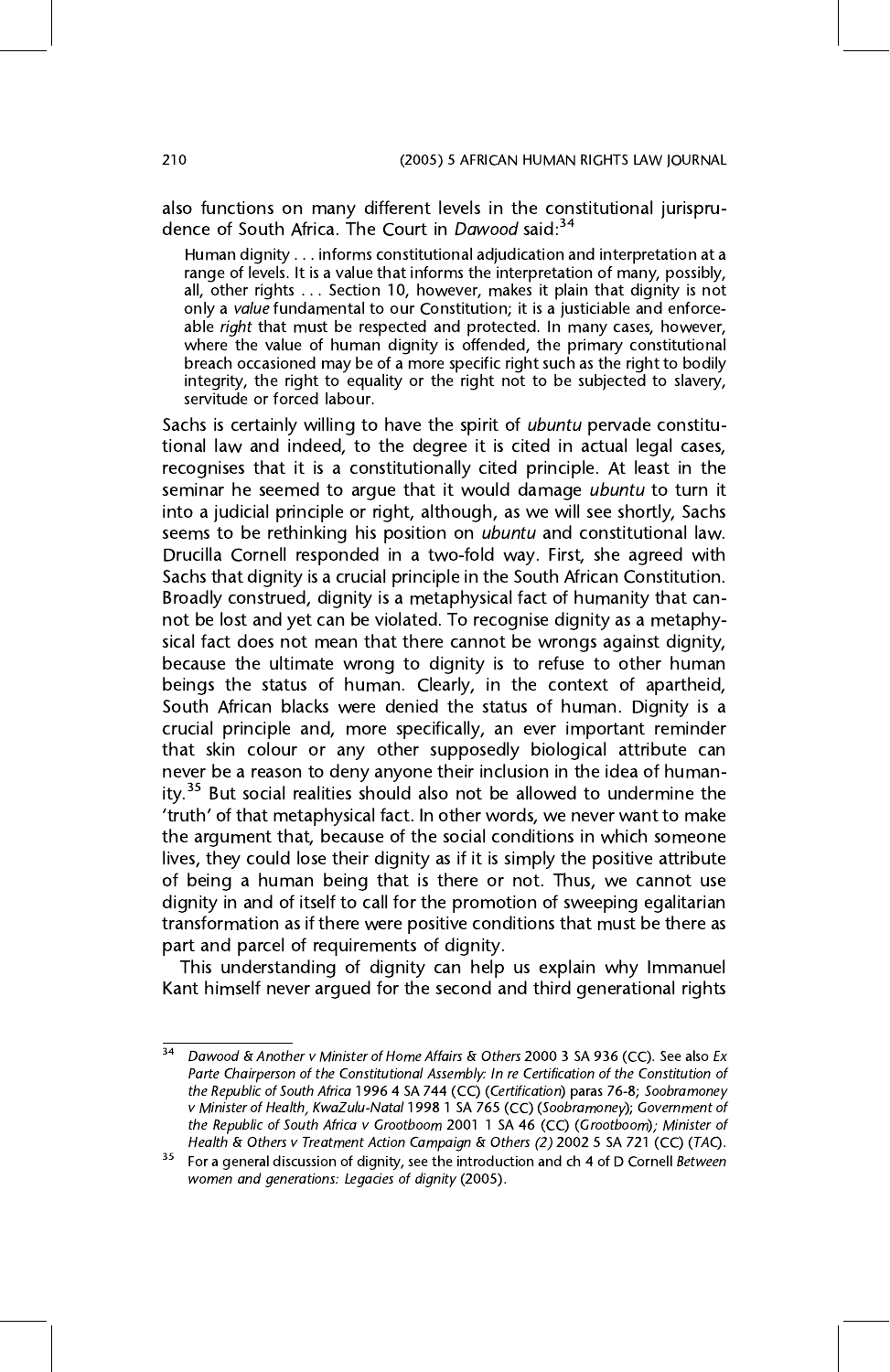also functions on many different levels in the constitutional jurisprudence of South Africa. The Court in *Dawood* said:[34]

> Human dignity . . . informs constitutional adjudication and interpretation at a range of levels. It is a value that informs the interpretation of many, possibly, all, other rights . . . Section 10, however, makes it plain that dignity is not only a *value* fundamental to our Constitution; it is a justiciable and enforceable *right* that must be respected and protected. In many cases, however, where the value of human dignity is offended, the primary constitutional breach occasioned may be of a more specific right such as the right to bodily integrity, the right to equality or the right not to be subjected to slavery, servitude or forced labour.

Sachs is certainly willing to have the spirit of *ubuntu* pervade constitutional law and indeed, to the degree it is cited in actual legal cases, recognises that it is a constitutionally cited principle. At least in the seminar he seemed to argue that it would damage *ubuntu* to turn it into a judicial principle or right, although, as we will see shortly, Sachs seems to be rethinking his position on *ubuntu* and constitutional law. Drucilla Cornell responded in a two-fold way. First, she agreed with Sachs that dignity is a crucial principle in the South African Constitution. Broadly construed, dignity is a metaphysical fact of humanity that cannot be lost and yet can be violated. To recognise dignity as a metaphysical fact does not mean that there cannot be wrongs against dignity, because the ultimate wrong to dignity is to refuse to other human beings the status of human. Clearly, in the context of apartheid, South African blacks were denied the status of human. Dignity is a crucial principle and, more specifically, an ever important reminder that skin colour or any other supposedly biological attribute can never be a reason to deny anyone their inclusion in the idea of humanity.[35] But social realities should also not be allowed to undermine the 'truth' of that metaphysical fact. In other words, we never want to make the argument that, because of the social conditions in which someone lives, they could lose their dignity as if it is simply the positive attribute of being a human being that is there or not. Thus, we cannot use dignity in and of itself to call for the promotion of sweeping egalitarian transformation as if there were positive conditions that must be there as part and parcel of requirements of dignity.

This understanding of dignity can help us explain why Immanuel Kant himself never argued for the second and third generational rights

---

[34] *Dawood & Another v Minister of Home Affairs & Others* 2000 3 SA 936 (CC). See also *Ex Parte Chairperson of the Constitutional Assembly: In re Certification of the Constitution of the Republic of South Africa* 1996 4 SA 744 (CC) (*Certification*) paras 76-8; *Soobramoney v Minister of Health, KwaZulu-Natal* 1998 1 SA 765 (CC) (*Soobramoney*); *Government of the Republic of South Africa v Grootboom* 2001 1 SA 46 (CC) (*Grootboom*); *Minister of Health & Others v Treatment Action Campaign & Others (2)* 2002 5 SA 721 (CC) (*TAC*).

[35] For a general discussion of dignity, see the introduction and ch 4 of D Cornell *Between women and generations: Legacies of dignity* (2005).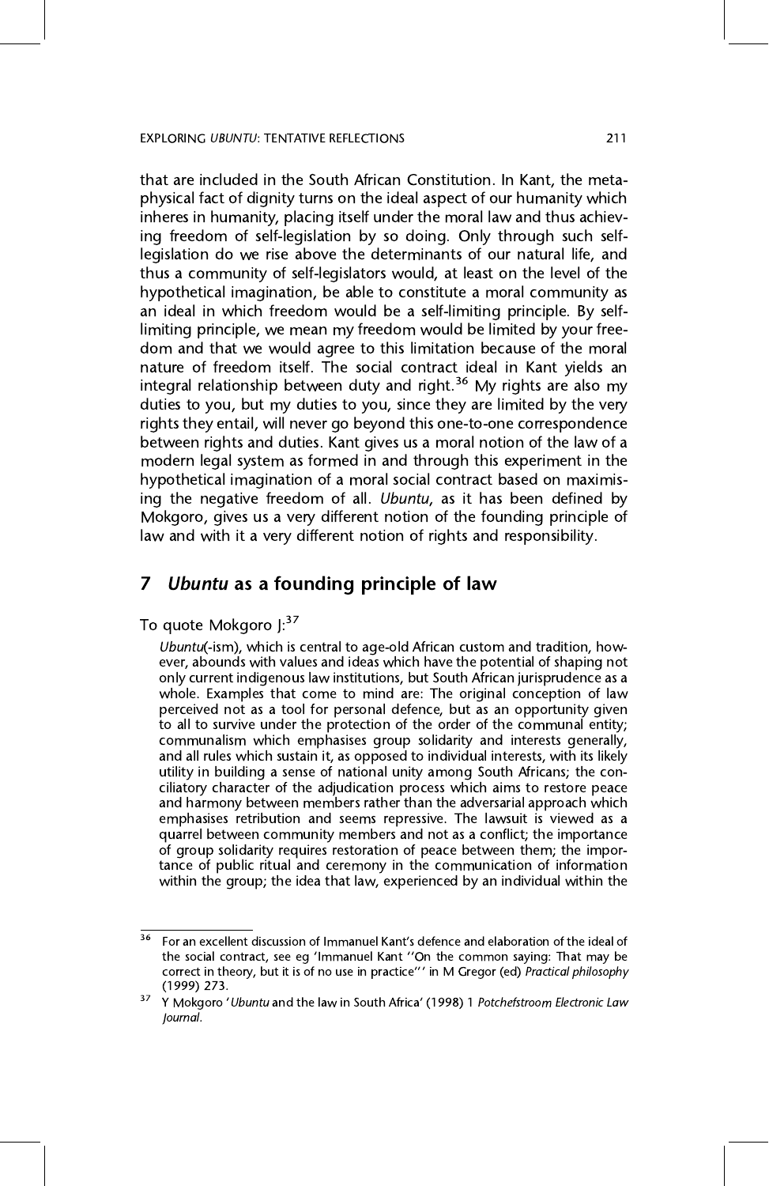that are included in the South African Constitution. In Kant, the metaphysical fact of dignity turns on the ideal aspect of our humanity which inheres in humanity, placing itself under the moral law and thus achieving freedom of self-legislation by so doing. Only through such self-legislation do we rise above the determinants of our natural life, and thus a community of self-legislators would, at least on the level of the hypothetical imagination, be able to constitute a moral community as an ideal in which freedom would be a self-limiting principle. By self-limiting principle, we mean my freedom would be limited by your freedom and that we would agree to this limitation because of the moral nature of freedom itself. The social contract ideal in Kant yields an integral relationship between duty and right.[36] My rights are also my duties to you, but my duties to you, since they are limited by the very rights they entail, will never go beyond this one-to-one correspondence between rights and duties. Kant gives us a moral notion of the law of a modern legal system as formed in and through this experiment in the hypothetical imagination of a moral social contract based on maximising the negative freedom of all. *Ubuntu*, as it has been defined by Mokgoro, gives us a very different notion of the founding principle of law and with it a very different notion of rights and responsibility.

## 7 *Ubuntu* as a founding principle of law

To quote Mokgoro J:[37]

> *Ubuntu*(-ism), which is central to age-old African custom and tradition, however, abounds with values and ideas which have the potential of shaping not only current indigenous law institutions, but South African jurisprudence as a whole. Examples that come to mind are: The original conception of law perceived not as a tool for personal defence, but as an opportunity given to all to survive under the protection of the order of the communal entity; communalism which emphasises group solidarity and interests generally, and all rules which sustain it, as opposed to individual interests, with its likely utility in building a sense of national unity among South Africans; the conciliatory character of the adjudication process which aims to restore peace and harmony between members rather than the adversarial approach which emphasises retribution and seems repressive. The lawsuit is viewed as a quarrel between community members and not as a conflict; the importance of group solidarity requires restoration of peace between them; the importance of public ritual and ceremony in the communication of information within the group; the idea that law, experienced by an individual within the

---

[36] For an excellent discussion of Immanuel Kant's defence and elaboration of the ideal of the social contract, see eg 'Immanuel Kant "On the common saying: That may be correct in theory, but it is of no use in practice"' in M Gregor (ed) *Practical philosophy* (1999) 273.

[37] Y Mokgoro '*Ubuntu* and the law in South Africa' (1998) 1 *Potchefstroom Electronic Law Journal*.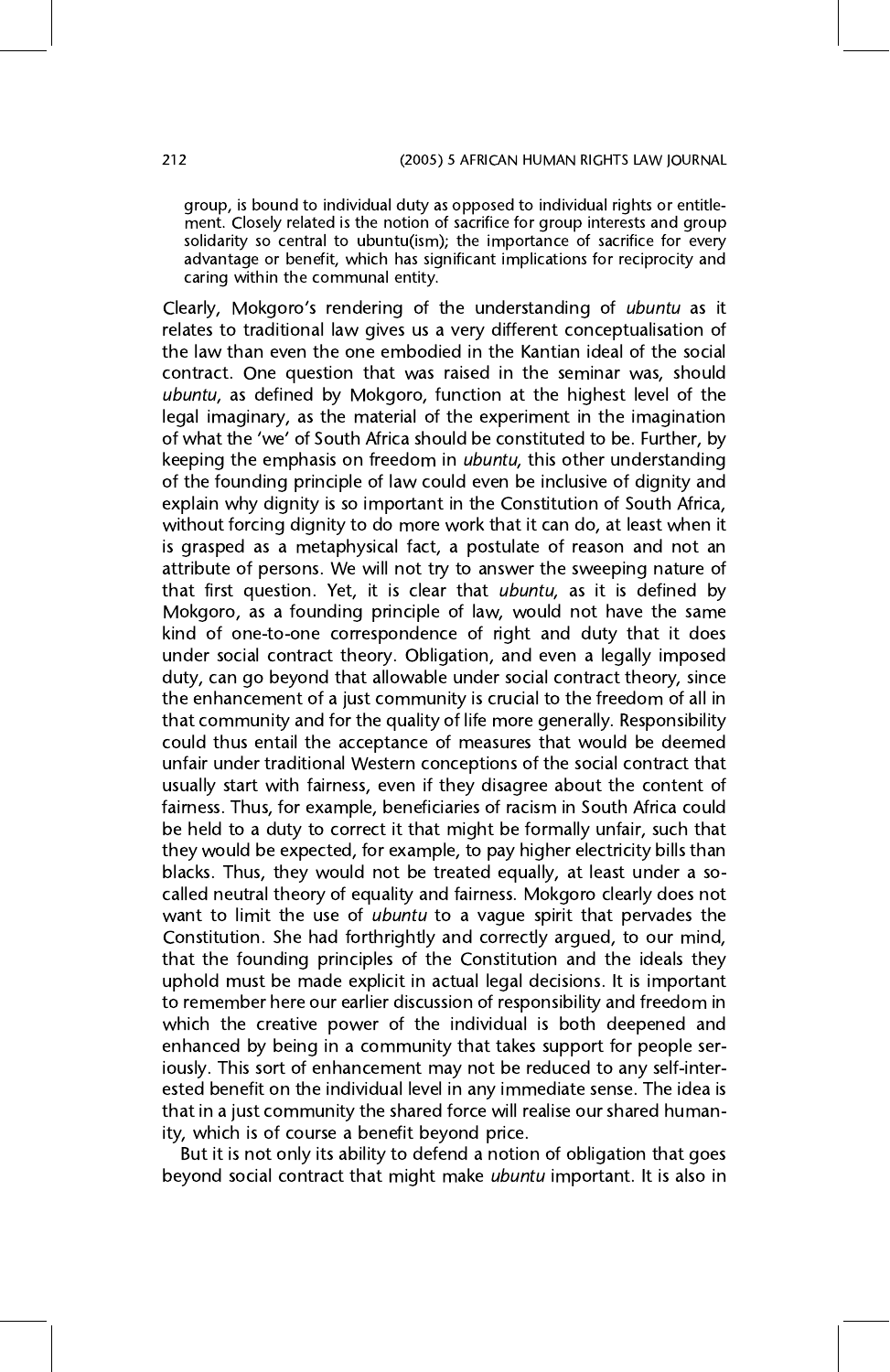group, is bound to individual duty as opposed to individual rights or entitlement. Closely related is the notion of sacrifice for group interests and group solidarity so central to ubuntu(ism); the importance of sacrifice for every advantage or benefit, which has significant implications for reciprocity and caring within the communal entity.

Clearly, Mokgoro's rendering of the understanding of *ubuntu* as it relates to traditional law gives us a very different conceptualisation of the law than even the one embodied in the Kantian ideal of the social contract. One question that was raised in the seminar was, should *ubuntu*, as defined by Mokgoro, function at the highest level of the legal imaginary, as the material of the experiment in the imagination of what the 'we' of South Africa should be constituted to be. Further, by keeping the emphasis on freedom in *ubuntu*, this other understanding of the founding principle of law could even be inclusive of dignity and explain why dignity is so important in the Constitution of South Africa, without forcing dignity to do more work that it can do, at least when it is grasped as a metaphysical fact, a postulate of reason and not an attribute of persons. We will not try to answer the sweeping nature of that first question. Yet, it is clear that *ubuntu*, as it is defined by Mokgoro, as a founding principle of law, would not have the same kind of one-to-one correspondence of right and duty that it does under social contract theory. Obligation, and even a legally imposed duty, can go beyond that allowable under social contract theory, since the enhancement of a just community is crucial to the freedom of all in that community and for the quality of life more generally. Responsibility could thus entail the acceptance of measures that would be deemed unfair under traditional Western conceptions of the social contract that usually start with fairness, even if they disagree about the content of fairness. Thus, for example, beneficiaries of racism in South Africa could be held to a duty to correct it that might be formally unfair, such that they would be expected, for example, to pay higher electricity bills than blacks. Thus, they would not be treated equally, at least under a so-called neutral theory of equality and fairness. Mokgoro clearly does not want to limit the use of *ubuntu* to a vague spirit that pervades the Constitution. She had forthrightly and correctly argued, to our mind, that the founding principles of the Constitution and the ideals they uphold must be made explicit in actual legal decisions. It is important to remember here our earlier discussion of responsibility and freedom in which the creative power of the individual is both deepened and enhanced by being in a community that takes support for people seriously. This sort of enhancement may not be reduced to any self-interested benefit on the individual level in any immediate sense. The idea is that in a just community the shared force will realise our shared humanity, which is of course a benefit beyond price.

But it is not only its ability to defend a notion of obligation that goes beyond social contract that might make *ubuntu* important. It is also in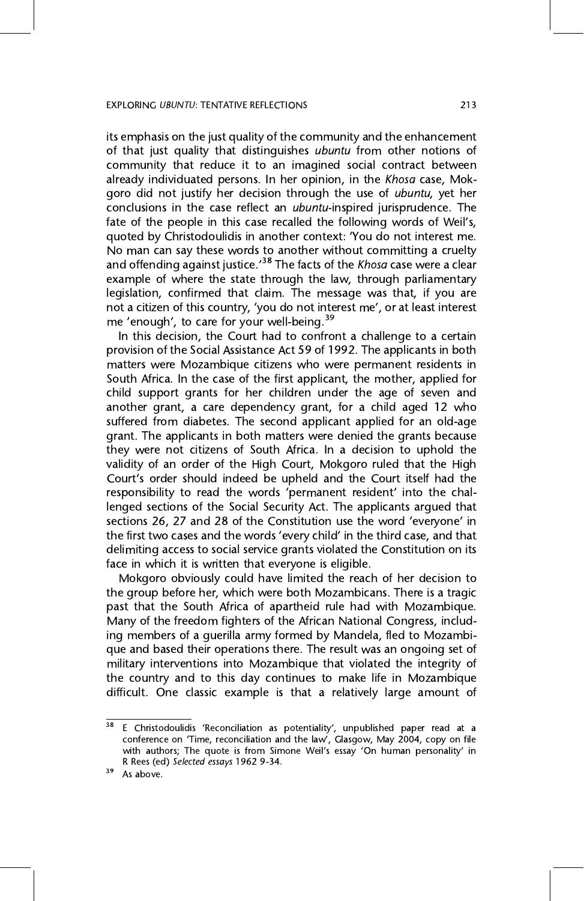its emphasis on the just quality of the community and the enhancement of that just quality that distinguishes *ubuntu* from other notions of community that reduce it to an imagined social contract between already individuated persons. In her opinion, in the *Khosa* case, Mokgoro did not justify her decision through the use of *ubuntu*, yet her conclusions in the case reflect an *ubuntu*-inspired jurisprudence. The fate of the people in this case recalled the following words of Weil's, quoted by Christodoulidis in another context: 'You do not interest me. No man can say these words to another without committing a cruelty and offending against justice.'[38] The facts of the *Khosa* case were a clear example of where the state through the law, through parliamentary legislation, confirmed that claim. The message was that, if you are not a citizen of this country, 'you do not interest me', or at least interest me 'enough', to care for your well-being.[39]

In this decision, the Court had to confront a challenge to a certain provision of the Social Assistance Act 59 of 1992. The applicants in both matters were Mozambique citizens who were permanent residents in South Africa. In the case of the first applicant, the mother, applied for child support grants for her children under the age of seven and another grant, a care dependency grant, for a child aged 12 who suffered from diabetes. The second applicant applied for an old-age grant. The applicants in both matters were denied the grants because they were not citizens of South Africa. In a decision to uphold the validity of an order of the High Court, Mokgoro ruled that the High Court's order should indeed be upheld and the Court itself had the responsibility to read the words 'permanent resident' into the challenged sections of the Social Security Act. The applicants argued that sections 26, 27 and 28 of the Constitution use the word 'everyone' in the first two cases and the words 'every child' in the third case, and that delimiting access to social service grants violated the Constitution on its face in which it is written that everyone is eligible.

Mokgoro obviously could have limited the reach of her decision to the group before her, which were both Mozambicans. There is a tragic past that the South Africa of apartheid rule had with Mozambique. Many of the freedom fighters of the African National Congress, including members of a guerilla army formed by Mandela, fled to Mozambique and based their operations there. The result was an ongoing set of military interventions into Mozambique that violated the integrity of the country and to this day continues to make life in Mozambique difficult. One classic example is that a relatively large amount of

---

[38] E Christodoulidis 'Reconciliation as potentiality', unpublished paper read at a conference on 'Time, reconciliation and the law', Glasgow, May 2004, copy on file with authors; The quote is from Simone Weil's essay 'On human personality' in R Rees (ed) *Selected essays* 1962 9-34.

[39] As above.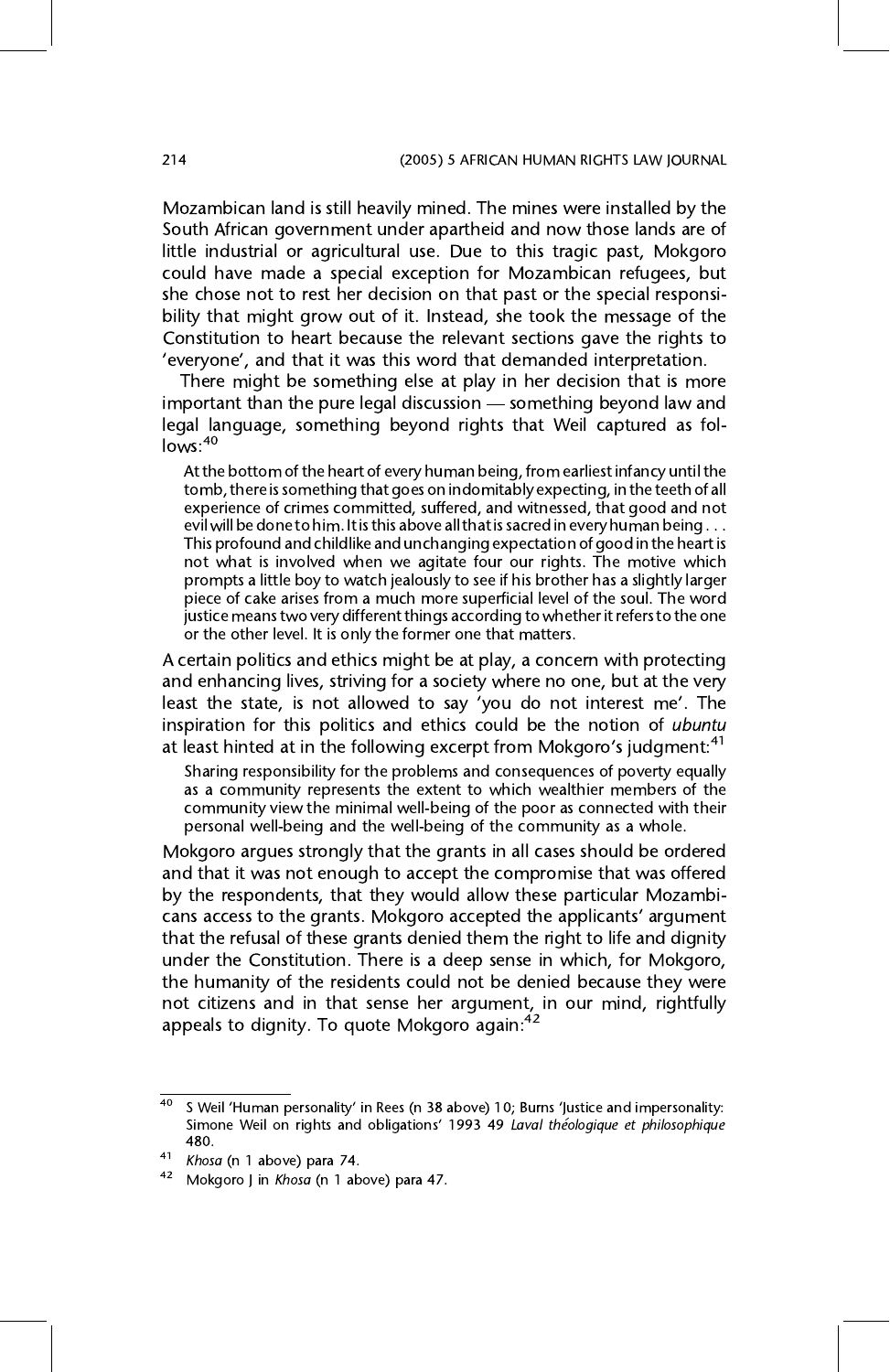Mozambican land is still heavily mined. The mines were installed by the South African government under apartheid and now those lands are of little industrial or agricultural use. Due to this tragic past, Mokgoro could have made a special exception for Mozambican refugees, but she chose not to rest her decision on that past or the special responsibility that might grow out of it. Instead, she took the message of the Constitution to heart because the relevant sections gave the rights to 'everyone', and that it was this word that demanded interpretation.

There might be something else at play in her decision that is more important than the pure legal discussion — something beyond law and legal language, something beyond rights that Weil captured as follows:[40]

> At the bottom of the heart of every human being, from earliest infancy until the tomb, there is something that goes on indomitably expecting, in the teeth of all experience of crimes committed, suffered, and witnessed, that good and not evil will be done to him. It is this above all that is sacred in every human being . . . This profound and childlike and unchanging expectation of good in the heart is not what is involved when we agitate four our rights. The motive which prompts a little boy to watch jealously to see if his brother has a slightly larger piece of cake arises from a much more superficial level of the soul. The word justice means two very different things according to whether it refers to the one or the other level. It is only the former one that matters.

A certain politics and ethics might be at play, a concern with protecting and enhancing lives, striving for a society where no one, but at the very least the state, is not allowed to say 'you do not interest me'. The inspiration for this politics and ethics could be the notion of *ubuntu* at least hinted at in the following excerpt from Mokgoro's judgment:[41]

> Sharing responsibility for the problems and consequences of poverty equally as a community represents the extent to which wealthier members of the community view the minimal well-being of the poor as connected with their personal well-being and the well-being of the community as a whole.

Mokgoro argues strongly that the grants in all cases should be ordered and that it was not enough to accept the compromise that was offered by the respondents, that they would allow these particular Mozambicans access to the grants. Mokgoro accepted the applicants' argument that the refusal of these grants denied them the right to life and dignity under the Constitution. There is a deep sense in which, for Mokgoro, the humanity of the residents could not be denied because they were not citizens and in that sense her argument, in our mind, rightfully appeals to dignity. To quote Mokgoro again:[42]

---

[40] S Weil 'Human personality' in Rees (n 38 above) 10; Burns 'Justice and impersonality: Simone Weil on rights and obligations' 1993 49 *Laval théologique et philosophique* 480.

[41] *Khosa* (n 1 above) para 74.

[42] Mokgoro J in *Khosa* (n 1 above) para 47.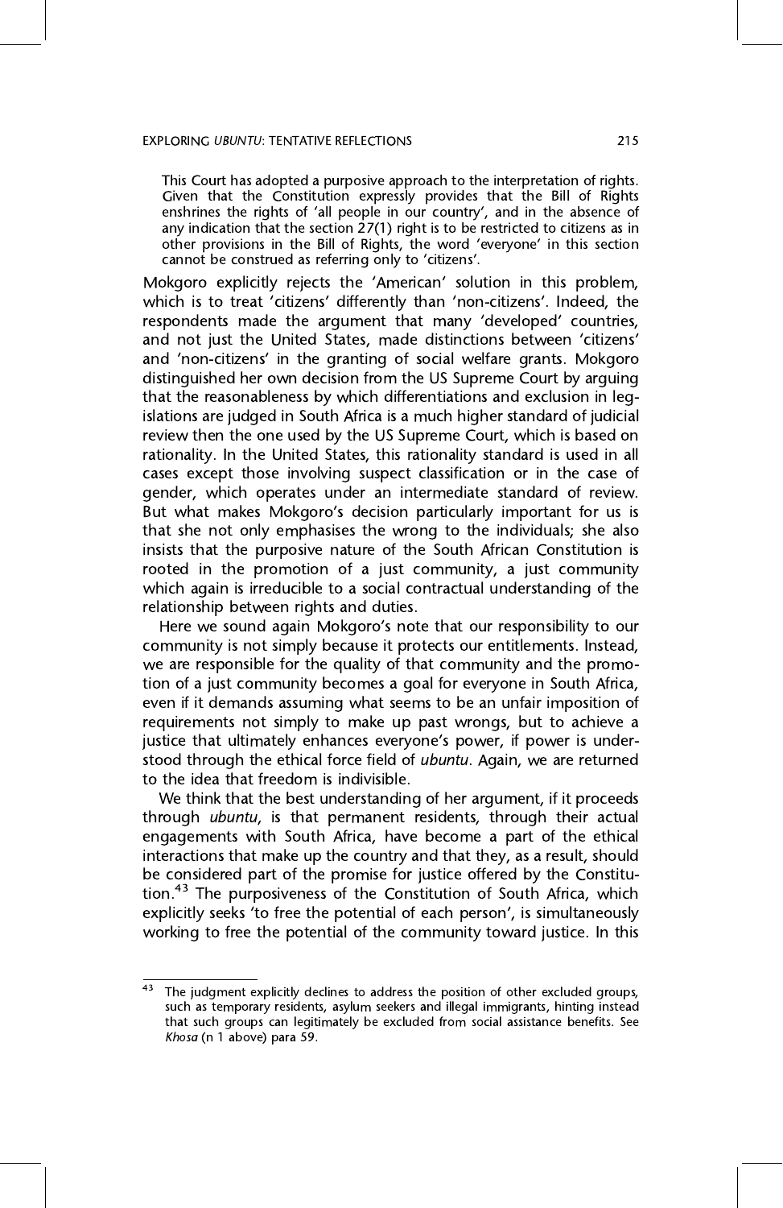> This Court has adopted a purposive approach to the interpretation of rights. Given that the Constitution expressly provides that the Bill of Rights enshrines the rights of 'all people in our country', and in the absence of any indication that the section 27(1) right is to be restricted to citizens as in other provisions in the Bill of Rights, the word 'everyone' in this section cannot be construed as referring only to 'citizens'.

Mokgoro explicitly rejects the 'American' solution in this problem, which is to treat 'citizens' differently than 'non-citizens'. Indeed, the respondents made the argument that many 'developed' countries, and not just the United States, made distinctions between 'citizens' and 'non-citizens' in the granting of social welfare grants. Mokgoro distinguished her own decision from the US Supreme Court by arguing that the reasonableness by which differentiations and exclusion in legislations are judged in South Africa is a much higher standard of judicial review then the one used by the US Supreme Court, which is based on rationality. In the United States, this rationality standard is used in all cases except those involving suspect classification or in the case of gender, which operates under an intermediate standard of review. But what makes Mokgoro's decision particularly important for us is that she not only emphasises the wrong to the individuals; she also insists that the purposive nature of the South African Constitution is rooted in the promotion of a just community, a just community which again is irreducible to a social contractual understanding of the relationship between rights and duties.

Here we sound again Mokgoro's note that our responsibility to our community is not simply because it protects our entitlements. Instead, we are responsible for the quality of that community and the promotion of a just community becomes a goal for everyone in South Africa, even if it demands assuming what seems to be an unfair imposition of requirements not simply to make up past wrongs, but to achieve a justice that ultimately enhances everyone's power, if power is understood through the ethical force field of *ubuntu*. Again, we are returned to the idea that freedom is indivisible.

We think that the best understanding of her argument, if it proceeds through *ubuntu*, is that permanent residents, through their actual engagements with South Africa, have become a part of the ethical interactions that make up the country and that they, as a result, should be considered part of the promise for justice offered by the Constitution.[43] The purposiveness of the Constitution of South Africa, which explicitly seeks 'to free the potential of each person', is simultaneously working to free the potential of the community toward justice. In this

---

[43] The judgment explicitly declines to address the position of other excluded groups, such as temporary residents, asylum seekers and illegal immigrants, hinting instead that such groups can legitimately be excluded from social assistance benefits. See *Khosa* (n 1 above) para 59.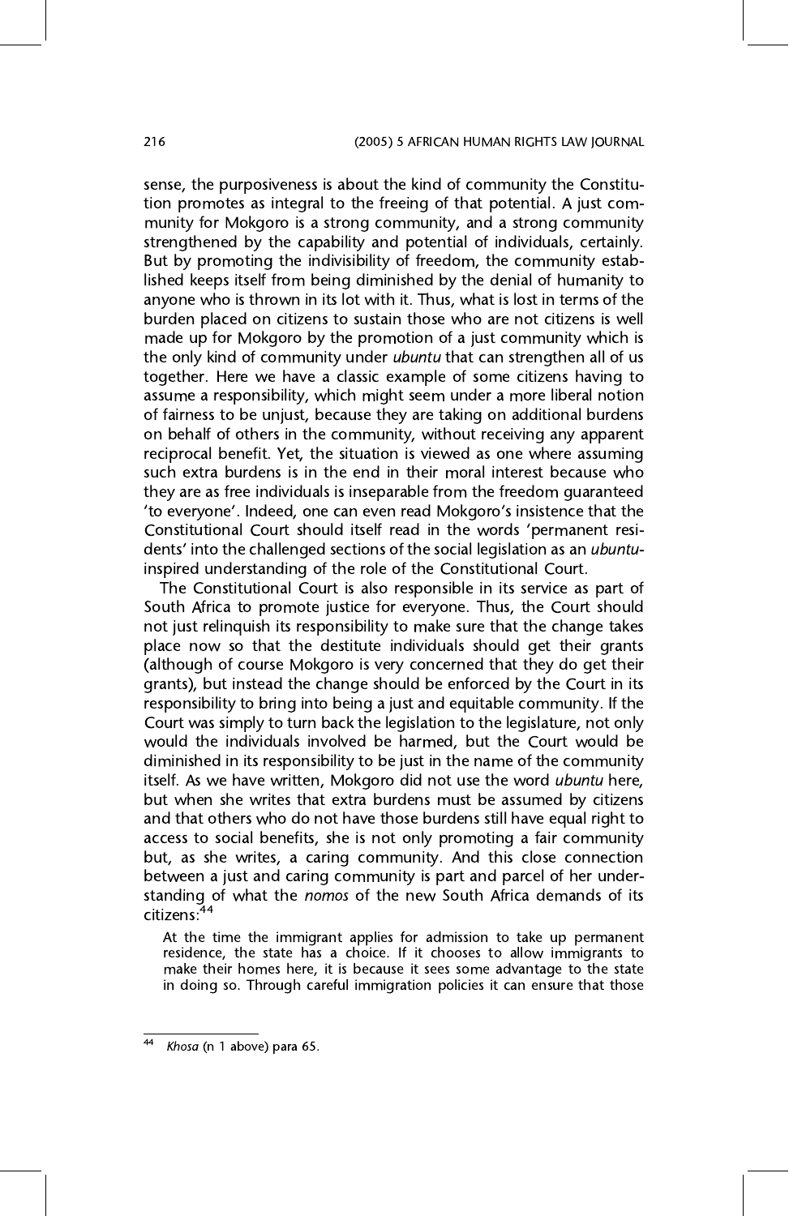sense, the purposiveness is about the kind of community the Constitution promotes as integral to the freeing of that potential. A just community for Mokgoro is a strong community, and a strong community strengthened by the capability and potential of individuals, certainly. But by promoting the indivisibility of freedom, the community established keeps itself from being diminished by the denial of humanity to anyone who is thrown in its lot with it. Thus, what is lost in terms of the burden placed on citizens to sustain those who are not citizens is well made up for Mokgoro by the promotion of a just community which is the only kind of community under *ubuntu* that can strengthen all of us together. Here we have a classic example of some citizens having to assume a responsibility, which might seem under a more liberal notion of fairness to be unjust, because they are taking on additional burdens on behalf of others in the community, without receiving any apparent reciprocal benefit. Yet, the situation is viewed as one where assuming such extra burdens is in the end in their moral interest because who they are as free individuals is inseparable from the freedom guaranteed 'to everyone'. Indeed, one can even read Mokgoro's insistence that the Constitutional Court should itself read in the words 'permanent residents' into the challenged sections of the social legislation as an *ubuntu*-inspired understanding of the role of the Constitutional Court.

The Constitutional Court is also responsible in its service as part of South Africa to promote justice for everyone. Thus, the Court should not just relinquish its responsibility to make sure that the change takes place now so that the destitute individuals should get their grants (although of course Mokgoro is very concerned that they do get their grants), but instead the change should be enforced by the Court in its responsibility to bring into being a just and equitable community. If the Court was simply to turn back the legislation to the legislature, not only would the individuals involved be harmed, but the Court would be diminished in its responsibility to be just in the name of the community itself. As we have written, Mokgoro did not use the word *ubuntu* here, but when she writes that extra burdens must be assumed by citizens and that others who do not have those burdens still have equal right to access to social benefits, she is not only promoting a fair community but, as she writes, a caring community. And this close connection between a just and caring community is part and parcel of her understanding of what the *nomos* of the new South Africa demands of its citizens:[44]

> At the time the immigrant applies for admission to take up permanent residence, the state has a choice. If it chooses to allow immigrants to make their homes here, it is because it sees some advantage to the state in doing so. Through careful immigration policies it can ensure that those

---

[44] *Khosa* (n 1 above) para 65.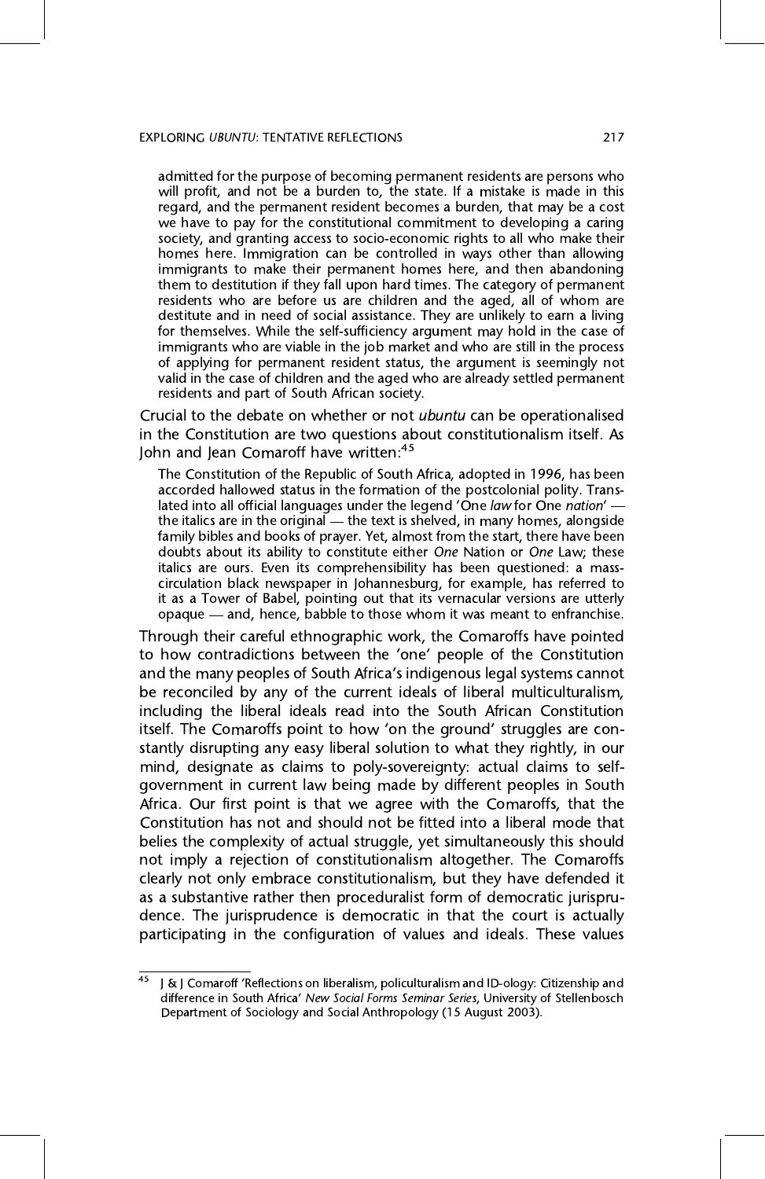> admitted for the purpose of becoming permanent residents are persons who will profit, and not be a burden to, the state. If a mistake is made in this regard, and the permanent resident becomes a burden, that may be a cost we have to pay for the constitutional commitment to developing a caring society, and granting access to socio-economic rights to all who make their homes here. Immigration can be controlled in ways other than allowing immigrants to make their permanent homes here, and then abandoning them to destitution if they fall upon hard times. The category of permanent residents who are before us are children and the aged, all of whom are destitute and in need of social assistance. They are unlikely to earn a living for themselves. While the self-sufficiency argument may hold in the case of immigrants who are viable in the job market and who are still in the process of applying for permanent resident status, the argument is seemingly not valid in the case of children and the aged who are already settled permanent residents and part of South African society.

Crucial to the debate on whether or not *ubuntu* can be operationalised in the Constitution are two questions about constitutionalism itself. As John and Jean Comaroff have written:[45]

> The Constitution of the Republic of South Africa, adopted in 1996, has been accorded hallowed status in the formation of the postcolonial polity. Translated into all official languages under the legend 'One *law* for One *nation*' — the italics are in the original — the text is shelved, in many homes, alongside family bibles and books of prayer. Yet, almost from the start, there have been doubts about its ability to constitute either *One* Nation or *One* Law; these italics are ours. Even its comprehensibility has been questioned: a mass-circulation black newspaper in Johannesburg, for example, has referred to it as a Tower of Babel, pointing out that its vernacular versions are utterly opaque — and, hence, babble to those whom it was meant to enfranchise.

Through their careful ethnographic work, the Comaroffs have pointed to how contradictions between the 'one' people of the Constitution and the many peoples of South Africa's indigenous legal systems cannot be reconciled by any of the current ideals of liberal multiculturalism, including the liberal ideals read into the South African Constitution itself. The Comaroffs point to how 'on the ground' struggles are constantly disrupting any easy liberal solution to what they rightly, in our mind, designate as claims to poly-sovereignty: actual claims to self-government in current law being made by different peoples in South Africa. Our first point is that we agree with the Comaroffs, that the Constitution has not and should not be fitted into a liberal mode that belies the complexity of actual struggle, yet simultaneously this should not imply a rejection of constitutionalism altogether. The Comaroffs clearly not only embrace constitutionalism, but they have defended it as a substantive rather then proceduralist form of democratic jurisprudence. The jurisprudence is democratic in that the court is actually participating in the configuration of values and ideals. These values

---

[45] J & J Comaroff 'Reflections on liberalism, policulturalism and ID-ology: Citizenship and difference in South Africa' *New Social Forms Seminar Series*, University of Stellenbosch Department of Sociology and Social Anthropology (15 August 2003).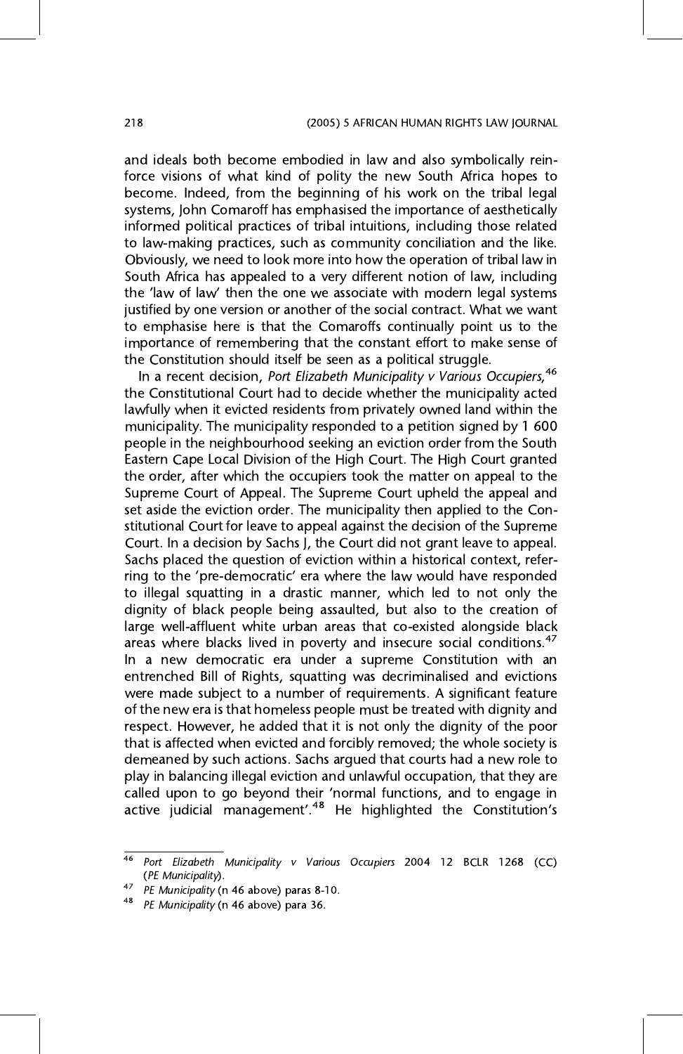and ideals both become embodied in law and also symbolically reinforce visions of what kind of polity the new South Africa hopes to become. Indeed, from the beginning of his work on the tribal legal systems, John Comaroff has emphasised the importance of aesthetically informed political practices of tribal intuitions, including those related to law-making practices, such as community conciliation and the like. Obviously, we need to look more into how the operation of tribal law in South Africa has appealed to a very different notion of law, including the 'law of law' then the one we associate with modern legal systems justified by one version or another of the social contract. What we want to emphasise here is that the Comaroffs continually point us to the importance of remembering that the constant effort to make sense of the Constitution should itself be seen as a political struggle.

In a recent decision, *Port Elizabeth Municipality v Various Occupiers*,[46] the Constitutional Court had to decide whether the municipality acted lawfully when it evicted residents from privately owned land within the municipality. The municipality responded to a petition signed by 1 600 people in the neighbourhood seeking an eviction order from the South Eastern Cape Local Division of the High Court. The High Court granted the order, after which the occupiers took the matter on appeal to the Supreme Court of Appeal. The Supreme Court upheld the appeal and set aside the eviction order. The municipality then applied to the Constitutional Court for leave to appeal against the decision of the Supreme Court. In a decision by Sachs J, the Court did not grant leave to appeal. Sachs placed the question of eviction within a historical context, referring to the 'pre-democratic' era where the law would have responded to illegal squatting in a drastic manner, which led to not only the dignity of black people being assaulted, but also to the creation of large well-affluent white urban areas that co-existed alongside black areas where blacks lived in poverty and insecure social conditions.[47] In a new democratic era under a supreme Constitution with an entrenched Bill of Rights, squatting was decriminalised and evictions were made subject to a number of requirements. A significant feature of the new era is that homeless people must be treated with dignity and respect. However, he added that it is not only the dignity of the poor that is affected when evicted and forcibly removed; the whole society is demeaned by such actions. Sachs argued that courts had a new role to play in balancing illegal eviction and unlawful occupation, that they are called upon to go beyond their 'normal functions, and to engage in active judicial management'.[48] He highlighted the Constitution's

---

[46] *Port Elizabeth Municipality v Various Occupiers* 2004 12 BCLR 1268 (CC) (*PE Municipality*).

[47] *PE Municipality* (n 46 above) paras 8-10.

[48] *PE Municipality* (n 46 above) para 36.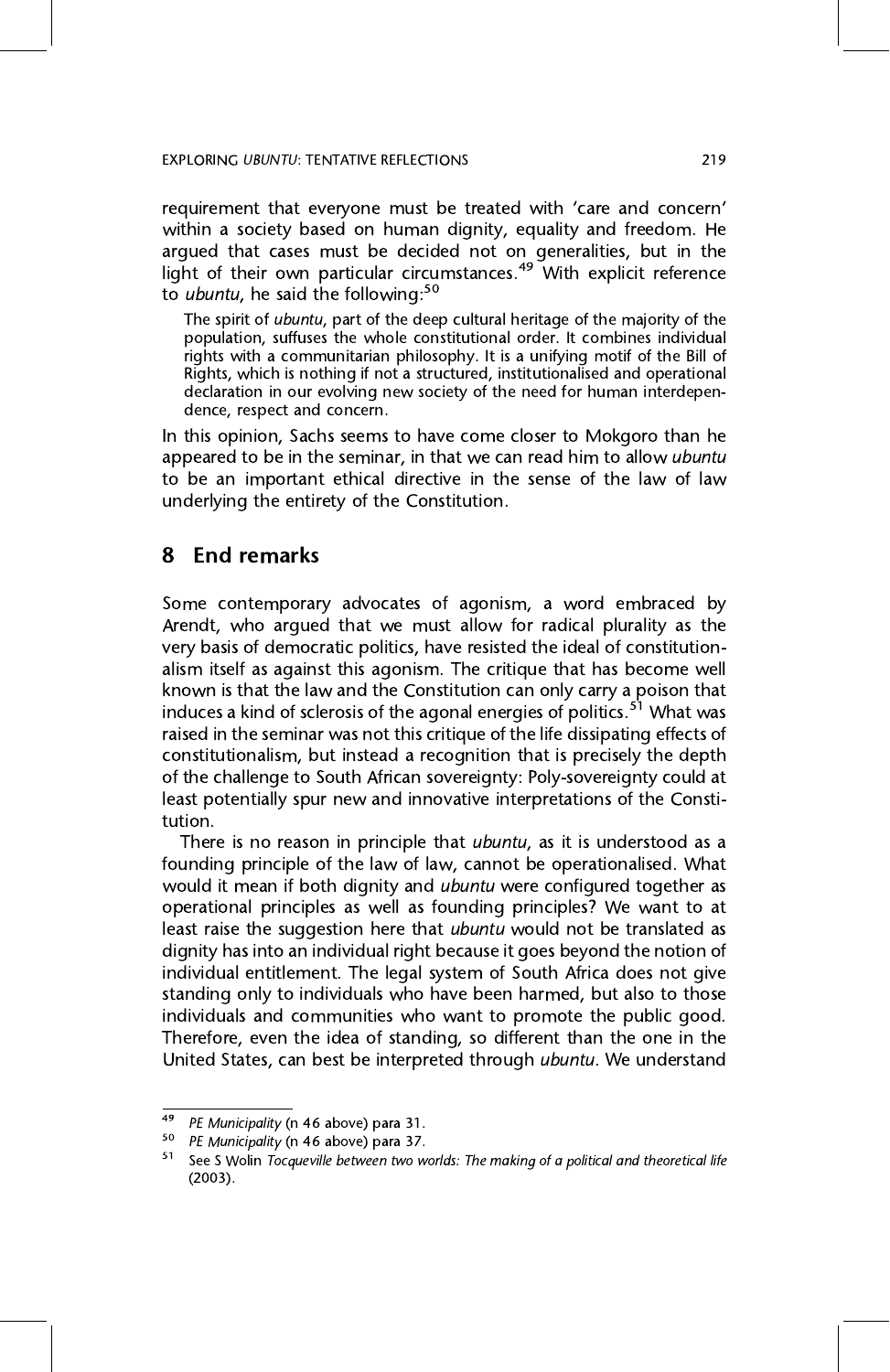requirement that everyone must be treated with 'care and concern' within a society based on human dignity, equality and freedom. He argued that cases must be decided not on generalities, but in the light of their own particular circumstances.[49] With explicit reference to *ubuntu*, he said the following:[50]

> The spirit of *ubuntu*, part of the deep cultural heritage of the majority of the population, suffuses the whole constitutional order. It combines individual rights with a communitarian philosophy. It is a unifying motif of the Bill of Rights, which is nothing if not a structured, institutionalised and operational declaration in our evolving new society of the need for human interdependence, respect and concern.

In this opinion, Sachs seems to have come closer to Mokgoro than he appeared to be in the seminar, in that we can read him to allow *ubuntu* to be an important ethical directive in the sense of the law of law underlying the entirety of the Constitution.

## 8 End remarks

Some contemporary advocates of agonism, a word embraced by Arendt, who argued that we must allow for radical plurality as the very basis of democratic politics, have resisted the ideal of constitutionalism itself as against this agonism. The critique that has become well known is that the law and the Constitution can only carry a poison that induces a kind of sclerosis of the agonal energies of politics.[51] What was raised in the seminar was not this critique of the life dissipating effects of constitutionalism, but instead a recognition that is precisely the depth of the challenge to South African sovereignty: Poly-sovereignty could at least potentially spur new and innovative interpretations of the Constitution.

There is no reason in principle that *ubuntu*, as it is understood as a founding principle of the law of law, cannot be operationalised. What would it mean if both dignity and *ubuntu* were configured together as operational principles as well as founding principles? We want to at least raise the suggestion here that *ubuntu* would not be translated as dignity has into an individual right because it goes beyond the notion of individual entitlement. The legal system of South Africa does not give standing only to individuals who have been harmed, but also to those individuals and communities who want to promote the public good. Therefore, even the idea of standing, so different than the one in the United States, can best be interpreted through *ubuntu*. We understand

---

[49] *PE Municipality* (n 46 above) para 31.

[50] *PE Municipality* (n 46 above) para 37.

[51] See S Wolin *Tocqueville between two worlds: The making of a political and theoretical life* (2003).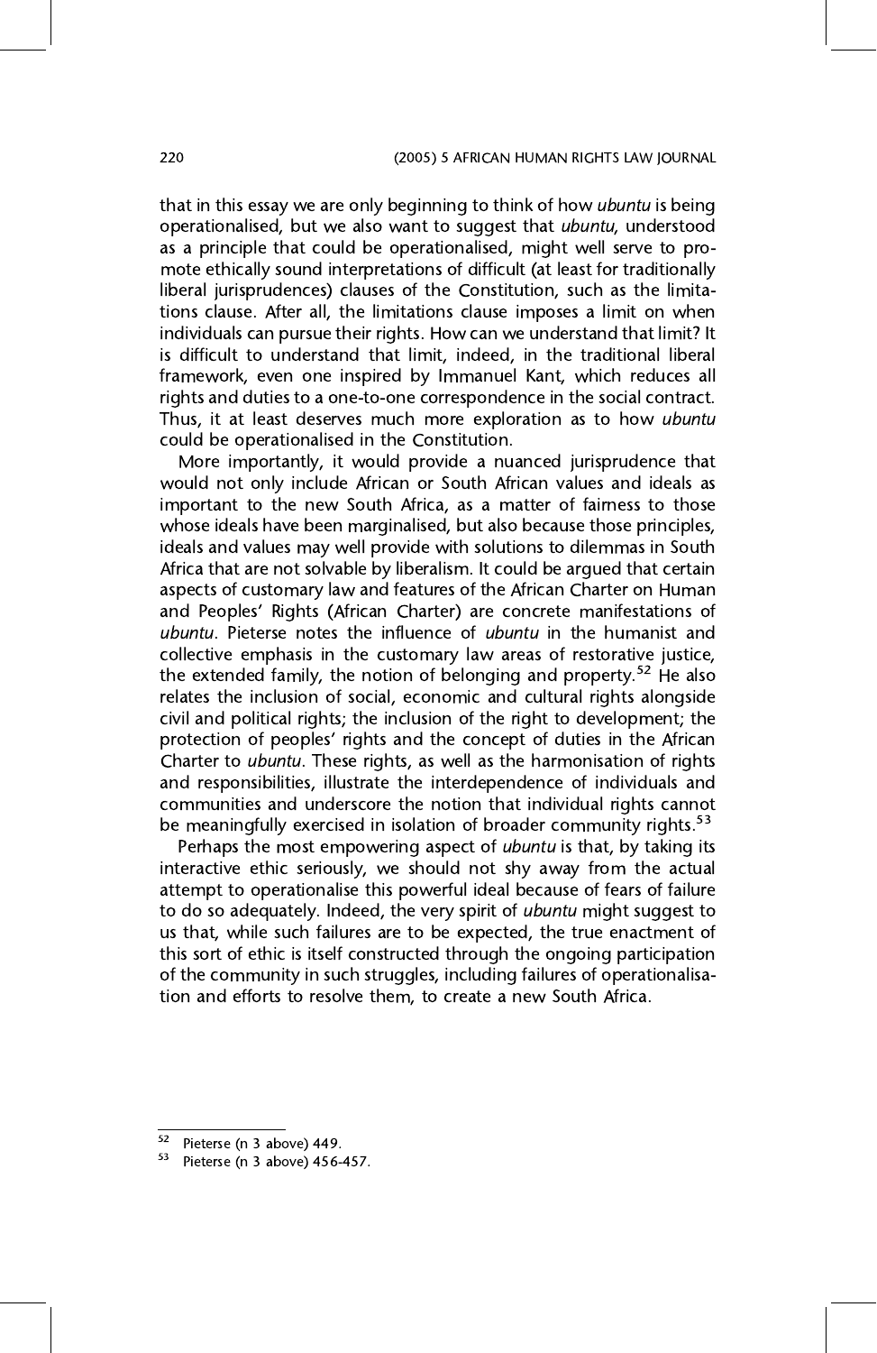that in this essay we are only beginning to think of how *ubuntu* is being operationalised, but we also want to suggest that *ubuntu*, understood as a principle that could be operationalised, might well serve to promote ethically sound interpretations of difficult (at least for traditionally liberal jurisprudences) clauses of the Constitution, such as the limitations clause. After all, the limitations clause imposes a limit on when individuals can pursue their rights. How can we understand that limit? It is difficult to understand that limit, indeed, in the traditional liberal framework, even one inspired by Immanuel Kant, which reduces all rights and duties to a one-to-one correspondence in the social contract. Thus, it at least deserves much more exploration as to how *ubuntu* could be operationalised in the Constitution.

More importantly, it would provide a nuanced jurisprudence that would not only include African or South African values and ideals as important to the new South Africa, as a matter of fairness to those whose ideals have been marginalised, but also because those principles, ideals and values may well provide with solutions to dilemmas in South Africa that are not solvable by liberalism. It could be argued that certain aspects of customary law and features of the African Charter on Human and Peoples' Rights (African Charter) are concrete manifestations of *ubuntu*. Pieterse notes the influence of *ubuntu* in the humanist and collective emphasis in the customary law areas of restorative justice, the extended family, the notion of belonging and property.[52] He also relates the inclusion of social, economic and cultural rights alongside civil and political rights; the inclusion of the right to development; the protection of peoples' rights and the concept of duties in the African Charter to *ubuntu*. These rights, as well as the harmonisation of rights and responsibilities, illustrate the interdependence of individuals and communities and underscore the notion that individual rights cannot be meaningfully exercised in isolation of broader community rights.[53]

Perhaps the most empowering aspect of *ubuntu* is that, by taking its interactive ethic seriously, we should not shy away from the actual attempt to operationalise this powerful ideal because of fears of failure to do so adequately. Indeed, the very spirit of *ubuntu* might suggest to us that, while such failures are to be expected, the true enactment of this sort of ethic is itself constructed through the ongoing participation of the community in such struggles, including failures of operationalisation and efforts to resolve them, to create a new South Africa.

---

[52] Pieterse (n 3 above) 449.

[53] Pieterse (n 3 above) 456-457.